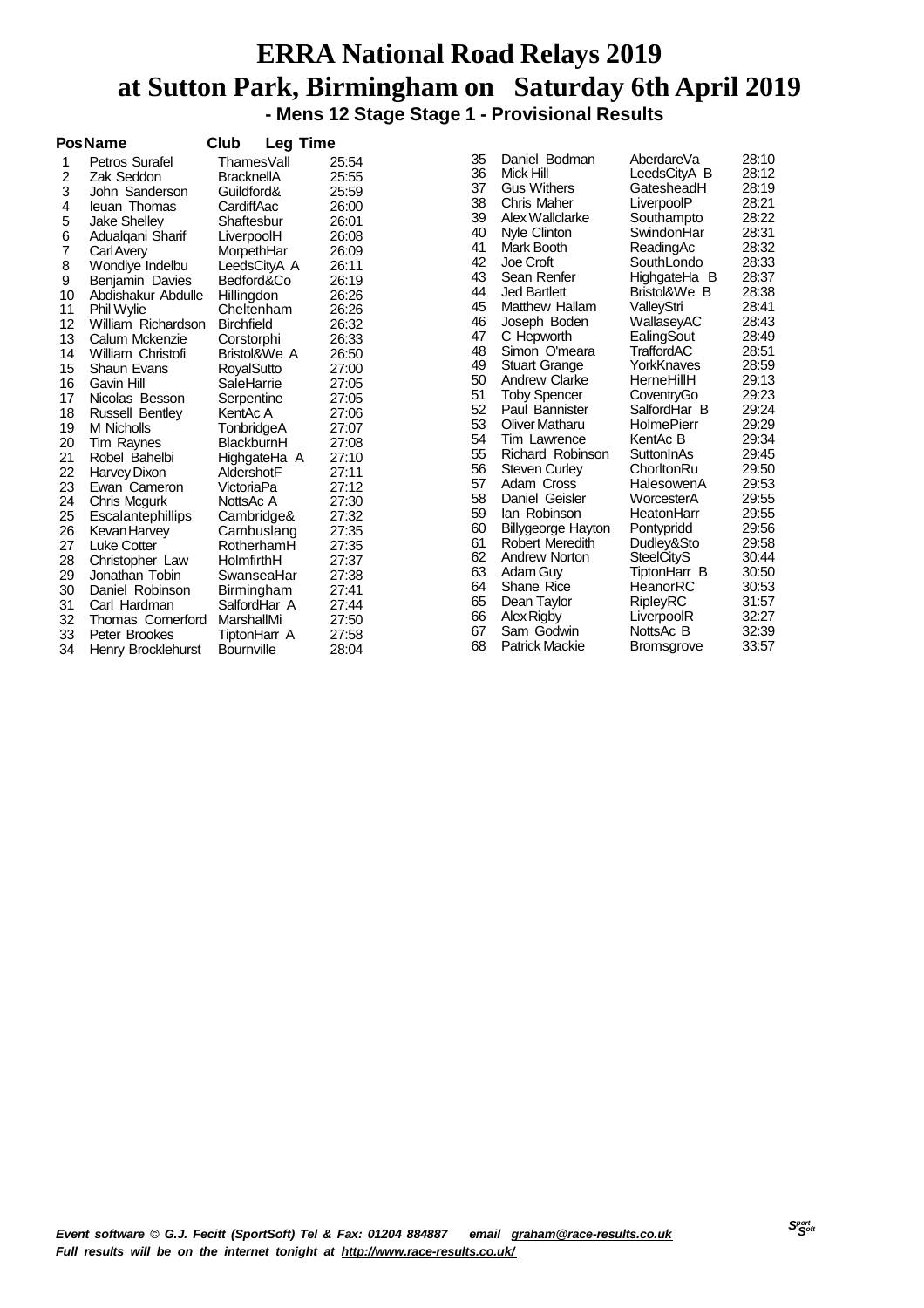# ERRA National Road Relays 2019
# at Sutton Park, Birmingham on Saturday 6th April 2019

### - Mens 12 Stage Stage 1 - Provisional Results

| Pos | Name | Club | Leg Time |
|---|---|---|---|
| 1 | Petros Surafel | ThamesVall | 25:54 |
| 2 | Zak Seddon | BracknellA | 25:55 |
| 3 | John Sanderson | Guildford& | 25:59 |
| 4 | Ieuan Thomas | CardiffAac | 26:00 |
| 5 | Jake Shelley | Shaftesbur | 26:01 |
| 6 | Adualqani Sharif | LiverpoolH | 26:08 |
| 7 | Carl Avery | MorpethHar | 26:09 |
| 8 | Wondiye Indelbu | LeedsCityA A | 26:11 |
| 9 | Benjamin Davies | Bedford&Co | 26:19 |
| 10 | Abdishakur Abdulle | Hillingdon | 26:26 |
| 11 | Phil Wylie | Cheltenham | 26:26 |
| 12 | William Richardson | Birchfield | 26:32 |
| 13 | Calum Mckenzie | Corstorphi | 26:33 |
| 14 | William Christofi | Bristol&We A | 26:50 |
| 15 | Shaun Evans | RoyalSutto | 27:00 |
| 16 | Gavin Hill | SaleHarrie | 27:05 |
| 17 | Nicolas Besson | Serpentine | 27:05 |
| 18 | Russell Bentley | KentAc A | 27:06 |
| 19 | M Nicholls | TonbridgeA | 27:07 |
| 20 | Tim Raynes | BlackburnH | 27:08 |
| 21 | Robel Bahelbi | HighgateHa A | 27:10 |
| 22 | Harvey Dixon | AldershotF | 27:11 |
| 23 | Ewan Cameron | VictoriaPa | 27:12 |
| 24 | Chris Mcgurk | NottsAc A | 27:30 |
| 25 | Escalantephillips | Cambridge& | 27:32 |
| 26 | Kevan Harvey | Cambuslang | 27:35 |
| 27 | Luke Cotter | RotherhamH | 27:35 |
| 28 | Christopher Law | HolmfirthH | 27:37 |
| 29 | Jonathan Tobin | SwanseaHar | 27:38 |
| 30 | Daniel Robinson | Birmingham | 27:41 |
| 31 | Carl Hardman | SalfordHar A | 27:44 |
| 32 | Thomas Comerford | MarshallMi | 27:50 |
| 33 | Peter Brookes | TiptonHarr A | 27:58 |
| 34 | Henry Brocklehurst | Bournville | 28:04 |
| 35 | Daniel Bodman | AberdareVa | 28:10 |
| 36 | Mick Hill | LeedsCityA B | 28:12 |
| 37 | Gus Withers | GatesheadH | 28:19 |
| 38 | Chris Maher | LiverpoolP | 28:21 |
| 39 | Alex Wallclarke | Southampto | 28:22 |
| 40 | Nyle Clinton | SwindonHar | 28:31 |
| 41 | Mark Booth | ReadingAc | 28:32 |
| 42 | Joe Croft | SouthLondo | 28:33 |
| 43 | Sean Renfer | HighgateHa B | 28:37 |
| 44 | Jed Bartlett | Bristol&We B | 28:38 |
| 45 | Matthew Hallam | ValleyStri | 28:41 |
| 46 | Joseph Boden | WallaseyAC | 28:43 |
| 47 | C Hepworth | EalingSout | 28:49 |
| 48 | Simon O'meara | TraffordAC | 28:51 |
| 49 | Stuart Grange | YorkKnaves | 28:59 |
| 50 | Andrew Clarke | HerneHillH | 29:13 |
| 51 | Toby Spencer | CoventryGo | 29:23 |
| 52 | Paul Bannister | SalfordHar B | 29:24 |
| 53 | Oliver Matharu | HolmePierr | 29:29 |
| 54 | Tim Lawrence | KentAc B | 29:34 |
| 55 | Richard Robinson | SuttonInAs | 29:45 |
| 56 | Steven Curley | ChorltonRu | 29:50 |
| 57 | Adam Cross | HalesowenA | 29:53 |
| 58 | Daniel Geisler | WorcesterA | 29:55 |
| 59 | Ian Robinson | HeatonHarr | 29:55 |
| 60 | Billygeorge Hayton | Pontypridd | 29:56 |
| 61 | Robert Meredith | Dudley&Sto | 29:58 |
| 62 | Andrew Norton | SteelCityS | 30:44 |
| 63 | Adam Guy | TiptonHarr B | 30:50 |
| 64 | Shane Rice | HeanorRC | 30:53 |
| 65 | Dean Taylor | RipleyRC | 31:57 |
| 66 | Alex Rigby | LiverpoolR | 32:27 |
| 67 | Sam Godwin | NottsAc B | 32:39 |
| 68 | Patrick Mackie | Bromsgrove | 33:57 |

*Event software © G.J. Fecitt (SportSoft) Tel & Fax: 01204 884887 email graham@race-results.co.uk*
*Full results will be on the internet tonight at http://www.race-results.co.uk/*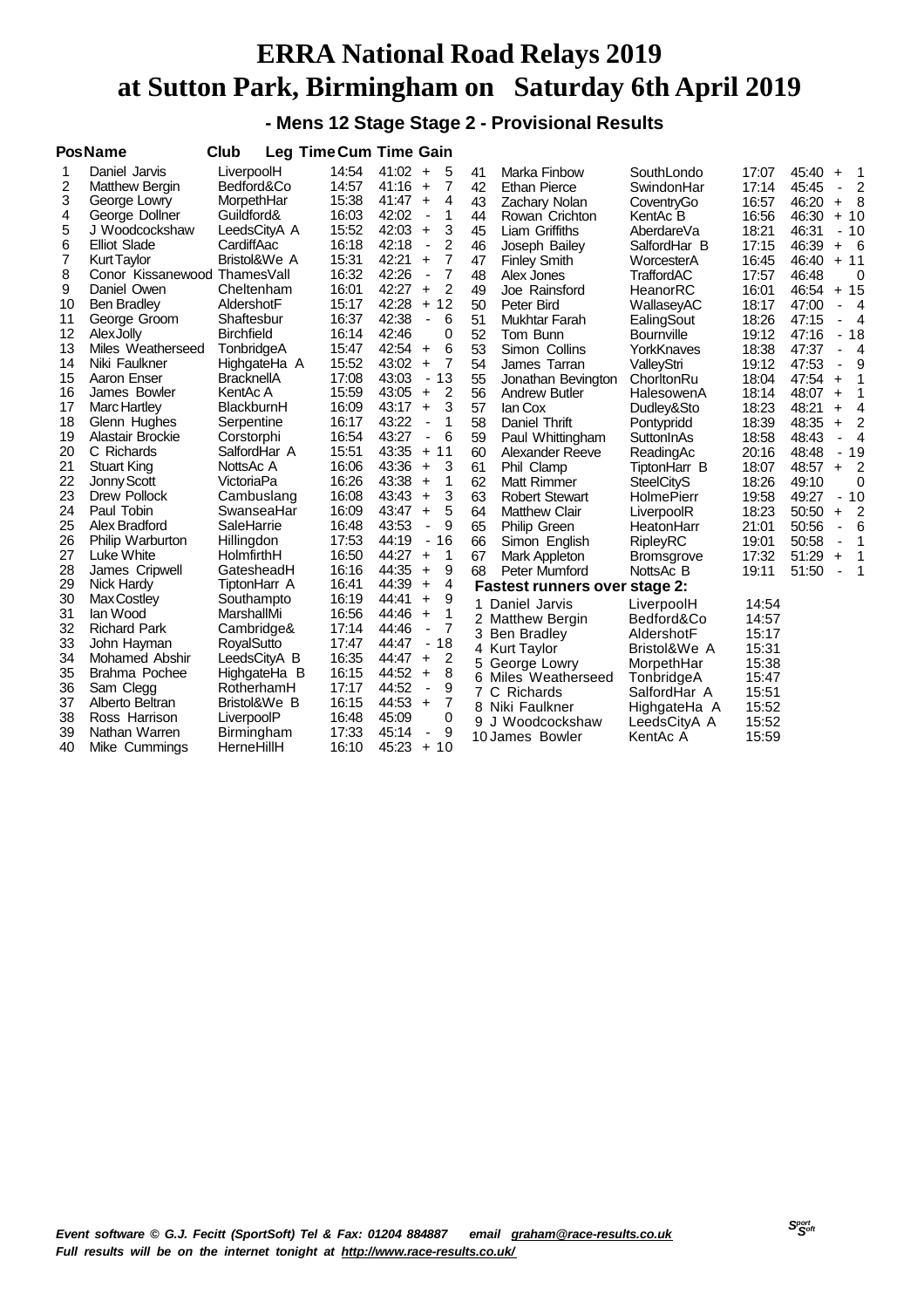# ERRA National Road Relays 2019
# at Sutton Park, Birmingham on Saturday 6th April 2019

## - Mens 12 Stage Stage 2 - Provisional Results

| Pos | Name | Club | Leg Time | Cum Time | Gain |
|---|---|---|---|---|---|
| 1 | Daniel Jarvis | LiverpoolH | 14:54 | 41:02 | + 5 |
| 2 | Matthew Bergin | Bedford&Co | 14:57 | 41:16 | + 7 |
| 3 | George Lowry | MorpethHar | 15:38 | 41:47 | + 4 |
| 4 | George Dollner | Guildford& | 16:03 | 42:02 | - 1 |
| 5 | J Woodcockshaw | LeedsCityA A | 15:52 | 42:03 | + 3 |
| 6 | Elliot Slade | CardiffAac | 16:18 | 42:18 | - 2 |
| 7 | Kurt Taylor | Bristol&We A | 15:31 | 42:21 | + 7 |
| 8 | Conor Kissanewood | ThamesVall | 16:32 | 42:26 | - 7 |
| 9 | Daniel Owen | Cheltenham | 16:01 | 42:27 | + 2 |
| 10 | Ben Bradley | AldershotF | 15:17 | 42:28 | + 12 |
| 11 | George Groom | Shaftesbur | 16:37 | 42:38 | - 6 |
| 12 | Alex Jolly | Birchfield | 16:14 | 42:46 | 0 |
| 13 | Miles Weatherseed | TonbridgeA | 15:47 | 42:54 | + 6 |
| 14 | Niki Faulkner | HighgateHa A | 15:52 | 43:02 | + 7 |
| 15 | Aaron Enser | BracknellA | 17:08 | 43:03 | - 13 |
| 16 | James Bowler | KentAc A | 15:59 | 43:05 | + 2 |
| 17 | Marc Hartley | BlackburnH | 16:09 | 43:17 | + 3 |
| 18 | Glenn Hughes | Serpentine | 16:17 | 43:22 | - 1 |
| 19 | Alastair Brockie | Corstorphi | 16:54 | 43:27 | - 6 |
| 20 | C Richards | SalfordHar A | 15:51 | 43:35 | + 11 |
| 21 | Stuart King | NottsAc A | 16:06 | 43:36 | + 3 |
| 22 | Jonny Scott | VictoriaPa | 16:26 | 43:38 | + 1 |
| 23 | Drew Pollock | Cambuslang | 16:08 | 43:43 | + 3 |
| 24 | Paul Tobin | SwanseaHar | 16:09 | 43:47 | + 5 |
| 25 | Alex Bradford | SaleHarrie | 16:48 | 43:53 | - 9 |
| 26 | Philip Warburton | Hillingdon | 17:53 | 44:19 | - 16 |
| 27 | Luke White | HolmfirthH | 16:50 | 44:27 | + 1 |
| 28 | James Cripwell | GatesheadH | 16:16 | 44:35 | + 9 |
| 29 | Nick Hardy | TiptonHarr A | 16:41 | 44:39 | + 4 |
| 30 | Max Costley | Southampto | 16:19 | 44:41 | + 9 |
| 31 | Ian Wood | MarshallMi | 16:56 | 44:46 | + 1 |
| 32 | Richard Park | Cambridge& | 17:14 | 44:46 | - 7 |
| 33 | John Hayman | RoyalSutto | 17:47 | 44:47 | - 18 |
| 34 | Mohamed Abshir | LeedsCityA B | 16:35 | 44:47 | + 2 |
| 35 | Brahma Pochee | HighgateHa B | 16:15 | 44:52 | + 8 |
| 36 | Sam Clegg | RotherhamH | 17:17 | 44:52 | - 9 |
| 37 | Alberto Beltran | Bristol&We B | 16:15 | 44:53 | + 7 |
| 38 | Ross Harrison | LiverpoolP | 16:48 | 45:09 | 0 |
| 39 | Nathan Warren | Birmingham | 17:33 | 45:14 | - 9 |
| 40 | Mike Cummings | HerneHillH | 16:10 | 45:23 | + 10 |
| 41 | Marka Finbow | SouthLondo | 17:07 | 45:40 | + 1 |
| 42 | Ethan Pierce | SwindonHar | 17:14 | 45:45 | - 2 |
| 43 | Zachary Nolan | CoventryGo | 16:57 | 46:20 | + 8 |
| 44 | Rowan Crichton | KentAc B | 16:56 | 46:30 | + 10 |
| 45 | Liam Griffiths | AberdareVa | 18:21 | 46:31 | - 10 |
| 46 | Joseph Bailey | SalfordHar B | 17:15 | 46:39 | + 6 |
| 47 | Finley Smith | WorcesterA | 16:45 | 46:40 | + 11 |
| 48 | Alex Jones | TraffordAC | 17:57 | 46:48 | 0 |
| 49 | Joe Rainsford | HeanorRC | 16:01 | 46:54 | + 15 |
| 50 | Peter Bird | WallaseyAC | 18:17 | 47:00 | - 4 |
| 51 | Mukhtar Farah | EalingSout | 18:26 | 47:15 | - 4 |
| 52 | Tom Bunn | Bournville | 19:12 | 47:16 | - 18 |
| 53 | Simon Collins | YorkKnaves | 18:38 | 47:37 | - 4 |
| 54 | James Tarran | ValleyStri | 19:12 | 47:53 | - 9 |
| 55 | Jonathan Bevington | ChorltonRu | 18:04 | 47:54 | + 1 |
| 56 | Andrew Butler | HalesowenA | 18:14 | 48:07 | + 1 |
| 57 | Ian Cox | Dudley&Sto | 18:23 | 48:21 | + 4 |
| 58 | Daniel Thrift | Pontypridd | 18:39 | 48:35 | + 2 |
| 59 | Paul Whittingham | SuttonInAs | 18:58 | 48:43 | - 4 |
| 60 | Alexander Reeve | ReadingAc | 20:16 | 48:48 | - 19 |
| 61 | Phil Clamp | TiptonHarr B | 18:07 | 48:57 | + 2 |
| 62 | Matt Rimmer | SteelCityS | 18:26 | 49:10 | 0 |
| 63 | Robert Stewart | HolmePierr | 19:58 | 49:27 | - 10 |
| 64 | Matthew Clair | LiverpoolR | 18:23 | 50:50 | + 2 |
| 65 | Philip Green | HeatonHarr | 21:01 | 50:56 | - 6 |
| 66 | Simon English | RipleyRC | 19:01 | 50:58 | - 1 |
| 67 | Mark Appleton | Bromsgrove | 17:32 | 51:29 | + 1 |
| 68 | Peter Mumford | NottsAc B | 19:11 | 51:50 | - 1 |

### Fastest runners over stage 2:

| | Name | Club | Time |
|---|---|---|---|
| 1 | Daniel Jarvis | LiverpoolH | 14:54 |
| 2 | Matthew Bergin | Bedford&Co | 14:57 |
| 3 | Ben Bradley | AldershotF | 15:17 |
| 4 | Kurt Taylor | Bristol&We A | 15:31 |
| 5 | George Lowry | MorpethHar | 15:38 |
| 6 | Miles Weatherseed | TonbridgeA | 15:47 |
| 7 | C Richards | SalfordHar A | 15:51 |
| 8 | Niki Faulkner | HighgateHa A | 15:52 |
| 9 | J Woodcockshaw | LeedsCityA A | 15:52 |
| 10 | James Bowler | KentAc A | 15:59 |

*Event software © G.J. Fecitt (SportSoft) Tel & Fax: 01204 884887 email graham@race-results.co.uk*
*Full results will be on the internet tonight at http://www.race-results.co.uk/*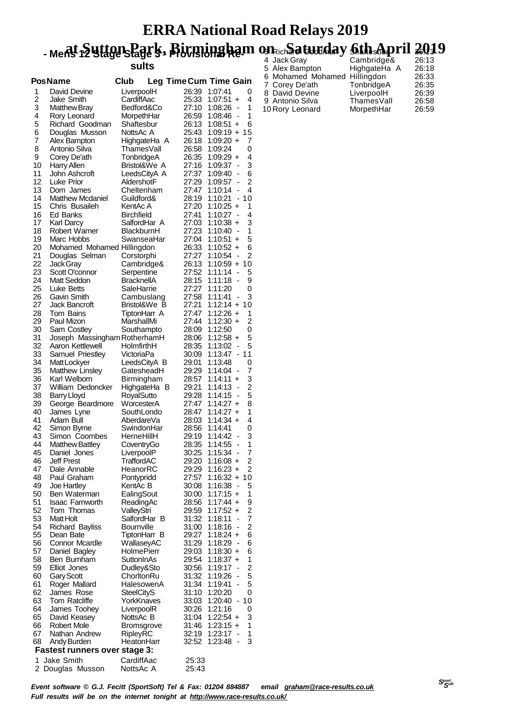# ERRA National Road Relays 2019

## at Sutton Park, Birmingham on Saturday 6th April 2019

### - Mens 12 Stage Stage 3 - Provisional Results

| Pos | Name | Club | Leg Time | Cum Time | Gain |
|---|---|---|---|---|---|
| 1 | David Devine | LiverpoolH | 26:39 | 1:07:41 | 0 |
| 2 | Jake Smith | CardiffAac | 25:33 | 1:07:51 | + 4 |
| 3 | Matthew Bray | Bedford&Co | 27:10 | 1:08:26 | - 1 |
| 4 | Rory Leonard | MorpethHar | 26:59 | 1:08:46 | - 1 |
| 5 | Richard Goodman | Shaftesbur | 26:13 | 1:08:51 | + 6 |
| 6 | Douglas Musson | NottsAc A | 25:43 | 1:09:19 | + 15 |
| 7 | Alex Bampton | HighgateHa A | 26:18 | 1:09:20 | + 7 |
| 8 | Antonio Silva | ThamesVall | 26:58 | 1:09:24 | 0 |
| 9 | Corey De'ath | TonbridgeA | 26:35 | 1:09:29 | + 4 |
| 10 | Harry Allen | Bristol&We A | 27:16 | 1:09:37 | - 3 |
| 11 | John Ashcroft | LeedsCityA A | 27:37 | 1:09:40 | - 6 |
| 12 | Luke Prior | AldershotF | 27:29 | 1:09:57 | - 2 |
| 13 | Dom James | Cheltenham | 27:47 | 1:10:14 | - 4 |
| 14 | Matthew Mcdaniel | Guildford& | 28:19 | 1:10:21 | - 10 |
| 15 | Chris Busaileh | KentAc A | 27:20 | 1:10:25 | + 1 |
| 16 | Ed Banks | Birchfield | 27:41 | 1:10:27 | - 4 |
| 17 | Karl Darcy | SalfordHar A | 27:03 | 1:10:38 | + 3 |
| 18 | Robert Warner | BlackburnH | 27:23 | 1:10:40 | - 1 |
| 19 | Marc Hobbs | SwanseaHar | 27:04 | 1:10:51 | + 5 |
| 20 | Mohamed Mohamed | Hillingdon | 26:33 | 1:10:52 | + 6 |
| 21 | Douglas Selman | Corstorphi | 27:27 | 1:10:54 | - 2 |
| 22 | Jack Gray | Cambridge& | 26:13 | 1:10:59 | + 10 |
| 23 | Scott O'connor | Serpentine | 27:52 | 1:11:14 | - 5 |
| 24 | Matt Seddon | BracknellA | 28:15 | 1:11:18 | - 9 |
| 25 | Luke Betts | SaleHarrie | 27:27 | 1:11:20 | 0 |
| 26 | Gavin Smith | Cambuslang | 27:58 | 1:11:41 | - 3 |
| 27 | Jack Bancroft | Bristol&We B | 27:21 | 1:12:14 | + 10 |
| 28 | Tom Bains | TiptonHarr A | 27:47 | 1:12:26 | + 1 |
| 29 | Paul Mizon | MarshallMi | 27:44 | 1:12:30 | + 2 |
| 30 | Sam Costley | Southampto | 28:09 | 1:12:50 | 0 |
| 31 | Joseph Massingham | RotherhamH | 28:06 | 1:12:58 | + 5 |
| 32 | Aaron Kettlewell | HolmfirthH | 28:35 | 1:13:02 | - 5 |
| 33 | Samuel Priestley | VictoriaPa | 30:09 | 1:13:47 | - 11 |
| 34 | Matt Lockyer | LeedsCityA B | 29:01 | 1:13:48 | 0 |
| 35 | Matthew Linsley | GatesheadH | 29:29 | 1:14:04 | - 7 |
| 36 | Karl Welborn | Birmingham | 28:57 | 1:14:11 | + 3 |
| 37 | William Dedoncker | HighgateHa B | 29:21 | 1:14:13 | - 2 |
| 38 | Barry Lloyd | RoyalSutto | 29:28 | 1:14:15 | - 5 |
| 39 | George Beardmore | WorcesterA | 27:47 | 1:14:27 | + 8 |
| 40 | James Lyne | SouthLondo | 28:47 | 1:14:27 | + 1 |
| 41 | Adam Bull | AberdareVa | 28:03 | 1:14:34 | + 4 |
| 42 | Simon Byrne | SwindonHar | 28:56 | 1:14:41 | 0 |
| 43 | Simon Coombes | HerneHillH | 29:19 | 1:14:42 | - 3 |
| 44 | Matthew Battley | CoventryGo | 28:35 | 1:14:55 | - 1 |
| 45 | Daniel Jones | LiverpoolP | 30:25 | 1:15:34 | - 7 |
| 46 | Jeff Prest | TraffordAC | 29:20 | 1:16:08 | + 2 |
| 47 | Dale Annable | HeanorRC | 29:29 | 1:16:23 | + 2 |
| 48 | Paul Graham | Pontypridd | 27:57 | 1:16:32 | + 10 |
| 49 | Joe Hartley | KentAc B | 30:08 | 1:16:38 | - 5 |
| 50 | Ben Waterman | EalingSout | 30:00 | 1:17:15 | + 1 |
| 51 | Isaac Farnworth | ReadingAc | 28:56 | 1:17:44 | + 9 |
| 52 | Tom Thomas | ValleyStri | 29:59 | 1:17:52 | + 2 |
| 53 | Matt Holt | SalfordHar B | 31:32 | 1:18:11 | - 7 |
| 54 | Richard Bayliss | Bournville | 31:00 | 1:18:16 | - 2 |
| 55 | Dean Bate | TiptonHarr B | 29:27 | 1:18:24 | + 6 |
| 56 | Connor Mcardle | WallaseyAC | 31:29 | 1:18:29 | - 6 |
| 57 | Daniel Bagley | HolmePierr | 29:03 | 1:18:30 | + 6 |
| 58 | Ben Burnham | SuttonInAs | 29:54 | 1:18:37 | + 1 |
| 59 | Elliot Jones | Dudley&Sto | 30:56 | 1:19:17 | - 2 |
| 60 | Gary Scott | ChorltonRu | 31:32 | 1:19:26 | - 5 |
| 61 | Roger Mallard | HalesowenA | 31:34 | 1:19:41 | - 5 |
| 62 | James Rose | SteelCityS | 31:10 | 1:20:20 | 0 |
| 63 | Tom Ratcliffe | YorkKnaves | 33:03 | 1:20:40 | - 10 |
| 64 | James Toohey | LiverpoolR | 30:26 | 1:21:16 | 0 |
| 65 | David Keasey | NottsAc B | 31:04 | 1:22:54 | + 3 |
| 66 | Robert Mole | Bromsgrove | 31:46 | 1:23:15 | + 1 |
| 67 | Nathan Andrew | RipleyRC | 32:19 | 1:23:17 | - 1 |
| 68 | Andy Burden | HeatonHarr | 32:52 | 1:23:48 | - 3 |

### Fastest runners over stage 3:

| Pos | Name | Club | Time |
|---|---|---|---|
| 1 | Jake Smith | CardiffAac | 25:33 |
| 2 | Douglas Musson | NottsAc A | 25:43 |
| 3 | Richard Goodman | Shaftesbur | 26:13 |
| 4 | Jack Gray | Cambridge& | 26:13 |
| 5 | Alex Bampton | HighgateHa A | 26:18 |
| 6 | Mohamed Mohamed | Hillingdon | 26:33 |
| 7 | Corey De'ath | TonbridgeA | 26:35 |
| 8 | David Devine | LiverpoolH | 26:39 |
| 9 | Antonio Silva | ThamesVall | 26:58 |
| 10 | Rory Leonard | MorpethHar | 26:59 |

*Event software © G.J. Fecitt (SportSoft) Tel & Fax: 01204 884887 email graham@race-results.co.uk*

*Full results will be on the internet tonight at http://www.race-results.co.uk/*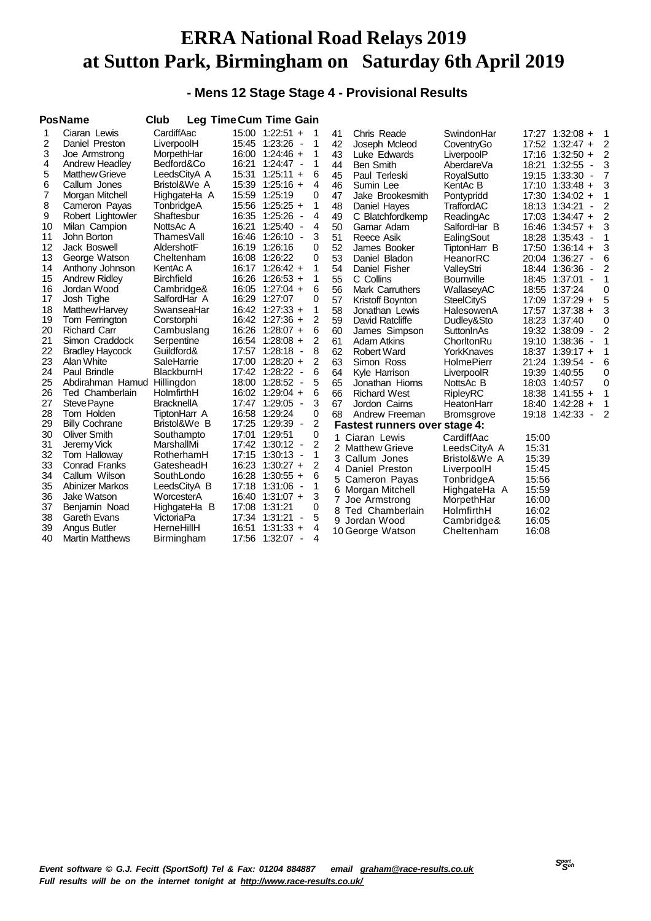# ERRA National Road Relays 2019
# at Sutton Park, Birmingham on Saturday 6th April 2019

## - Mens 12 Stage Stage 4 - Provisional Results

| Pos | Name | Club | Leg Time | Cum Time | Gain |
|---|---|---|---|---|---|
| 1 | Ciaran Lewis | CardiffAac | 15:00 | 1:22:51 + | 1 |
| 2 | Daniel Preston | LiverpoolH | 15:45 | 1:23:26 - | 1 |
| 3 | Joe Armstrong | MorpethHar | 16:00 | 1:24:46 + | 1 |
| 4 | Andrew Headley | Bedford&Co | 16:21 | 1:24:47 - | 1 |
| 5 | Matthew Grieve | LeedsCityA A | 15:31 | 1:25:11 + | 6 |
| 6 | Callum Jones | Bristol&We A | 15:39 | 1:25:16 + | 4 |
| 7 | Morgan Mitchell | HighgateHa A | 15:59 | 1:25:19 | 0 |
| 8 | Cameron Payas | TonbridgeA | 15:56 | 1:25:25 + | 1 |
| 9 | Robert Lightowler | Shaftesbur | 16:35 | 1:25:26 - | 4 |
| 10 | Milan Campion | NottsAc A | 16:21 | 1:25:40 - | 4 |
| 11 | John Borton | ThamesVall | 16:46 | 1:26:10 - | 3 |
| 12 | Jack Boswell | AldershotF | 16:19 | 1:26:16 | 0 |
| 13 | George Watson | Cheltenham | 16:08 | 1:26:22 | 0 |
| 14 | Anthony Johnson | KentAc A | 16:17 | 1:26:42 + | 1 |
| 15 | Andrew Ridley | Birchfield | 16:26 | 1:26:53 + | 1 |
| 16 | Jordan Wood | Cambridge& | 16:05 | 1:27:04 + | 6 |
| 17 | Josh Tighe | SalfordHar A | 16:29 | 1:27:07 | 0 |
| 18 | Matthew Harvey | SwanseaHar | 16:42 | 1:27:33 + | 1 |
| 19 | Tom Ferrington | Corstorphi | 16:42 | 1:27:36 + | 2 |
| 20 | Richard Carr | Cambuslang | 16:26 | 1:28:07 + | 6 |
| 21 | Simon Craddock | Serpentine | 16:54 | 1:28:08 + | 2 |
| 22 | Bradley Haycock | Guildford& | 17:57 | 1:28:18 - | 8 |
| 23 | Alan White | SaleHarrie | 17:00 | 1:28:20 + | 2 |
| 24 | Paul Brindle | BlackburnH | 17:42 | 1:28:22 - | 6 |
| 25 | Abdirahman Hamud | Hillingdon | 18:00 | 1:28:52 - | 5 |
| 26 | Ted Chamberlain | HolmfirthH | 16:02 | 1:29:04 + | 6 |
| 27 | Steve Payne | BracknellA | 17:47 | 1:29:05 - | 3 |
| 28 | Tom Holden | TiptonHarr A | 16:58 | 1:29:24 | 0 |
| 29 | Billy Cochrane | Bristol&We B | 17:25 | 1:29:39 - | 2 |
| 30 | Oliver Smith | Southampto | 17:01 | 1:29:51 | 0 |
| 31 | Jeremy Vick | MarshallMi | 17:42 | 1:30:12 - | 2 |
| 32 | Tom Halloway | RotherhamH | 17:15 | 1:30:13 - | 1 |
| 33 | Conrad Franks | GatesheadH | 16:23 | 1:30:27 + | 2 |
| 34 | Callum Wilson | SouthLondo | 16:28 | 1:30:55 + | 6 |
| 35 | Abinizer Markos | LeedsCityA B | 17:18 | 1:31:06 - | 1 |
| 36 | Jake Watson | WorcesterA | 16:40 | 1:31:07 + | 3 |
| 37 | Benjamin Noad | HighgateHa B | 17:08 | 1:31:21 | 0 |
| 38 | Gareth Evans | VictoriaPa | 17:34 | 1:31:21 - | 5 |
| 39 | Angus Butler | HerneHillH | 16:51 | 1:31:33 + | 4 |
| 40 | Martin Matthews | Birmingham | 17:56 | 1:32:07 - | 4 |
| 41 | Chris Reade | SwindonHar | 17:27 | 1:32:08 + | 1 |
| 42 | Joseph Mcleod | CoventryGo | 17:52 | 1:32:47 + | 2 |
| 43 | Luke Edwards | LiverpoolP | 17:16 | 1:32:50 + | 2 |
| 44 | Ben Smith | AberdareVa | 18:21 | 1:32:55 - | 3 |
| 45 | Paul Terleski | RoyalSutto | 19:15 | 1:33:30 - | 7 |
| 46 | Sumin Lee | KentAc B | 17:10 | 1:33:48 + | 3 |
| 47 | Jake Brookesmith | Pontypridd | 17:30 | 1:34:02 + | 1 |
| 48 | Daniel Hayes | TraffordAC | 18:13 | 1:34:21 - | 2 |
| 49 | C Blatchfordkemp | ReadingAc | 17:03 | 1:34:47 + | 2 |
| 50 | Gamar Adam | SalfordHar B | 16:46 | 1:34:57 + | 3 |
| 51 | Reece Asik | EalingSout | 18:28 | 1:35:43 - | 1 |
| 52 | James Booker | TiptonHarr B | 17:50 | 1:36:14 + | 3 |
| 53 | Daniel Bladon | HeanorRC | 20:04 | 1:36:27 - | 6 |
| 54 | Daniel Fisher | ValleyStri | 18:44 | 1:36:36 - | 2 |
| 55 | C Collins | Bournville | 18:45 | 1:37:01 - | 1 |
| 56 | Mark Carruthers | WallaseyAC | 18:55 | 1:37:24 | 0 |
| 57 | Kristoff Boynton | SteelCityS | 17:09 | 1:37:29 + | 5 |
| 58 | Jonathan Lewis | HalesowenA | 17:57 | 1:37:38 + | 3 |
| 59 | David Ratcliffe | Dudley&Sto | 18:23 | 1:37:40 | 0 |
| 60 | James Simpson | SuttonInAs | 19:32 | 1:38:09 - | 2 |
| 61 | Adam Atkins | ChorltonRu | 19:10 | 1:38:36 - | 1 |
| 62 | Robert Ward | YorkKnaves | 18:37 | 1:39:17 + | 1 |
| 63 | Simon Ross | HolmePierr | 21:24 | 1:39:54 - | 6 |
| 64 | Kyle Harrison | LiverpoolR | 19:39 | 1:40:55 | 0 |
| 65 | Jonathan Hiorns | NottsAc B | 18:03 | 1:40:57 | 0 |
| 66 | Richard West | RipleyRC | 18:38 | 1:41:55 + | 1 |
| 67 | Jordon Cairns | HeatonHarr | 18:40 | 1:42:28 + | 1 |
| 68 | Andrew Freeman | Bromsgrove | 19:18 | 1:42:33 - | 2 |

**Fastest runners over stage 4:**

| | Name | Club | Time |
|---|---|---|---|
| 1 | Ciaran Lewis | CardiffAac | 15:00 |
| 2 | Matthew Grieve | LeedsCityA A | 15:31 |
| 3 | Callum Jones | Bristol&We A | 15:39 |
| 4 | Daniel Preston | LiverpoolH | 15:45 |
| 5 | Cameron Payas | TonbridgeA | 15:56 |
| 6 | Morgan Mitchell | HighgateHa A | 15:59 |
| 7 | Joe Armstrong | MorpethHar | 16:00 |
| 8 | Ted Chamberlain | HolmfirthH | 16:02 |
| 9 | Jordan Wood | Cambridge& | 16:05 |
| 10 | George Watson | Cheltenham | 16:08 |

*Event software © G.J. Fecitt (SportSoft) Tel & Fax: 01204 884887 email graham@race-results.co.uk*
*Full results will be on the internet tonight at http://www.race-results.co.uk/*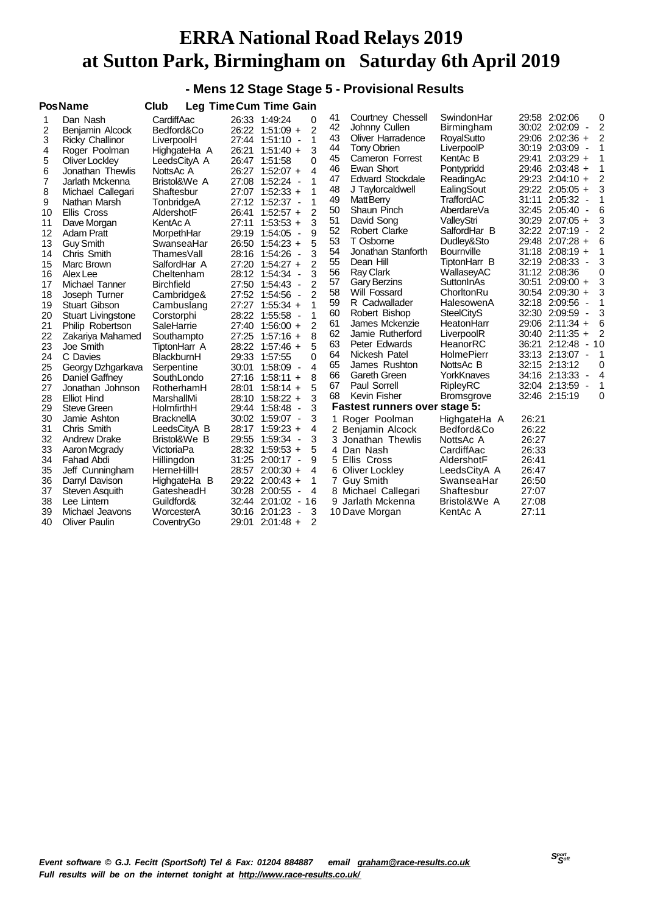# ERRA National Road Relays 2019
# at Sutton Park, Birmingham on Saturday 6th April 2019

## - Mens 12 Stage Stage 5 - Provisional Results

| Pos | Name | Club | Leg Time | Cum Time | Gain |
|---|---|---|---|---|---|
| 1 | Dan Nash | CardiffAac | 26:33 | 1:49:24 | 0 |
| 2 | Benjamin Alcock | Bedford&Co | 26:22 | 1:51:09 + | 2 |
| 3 | Ricky Challinor | LiverpoolH | 27:44 | 1:51:10 - | 1 |
| 4 | Roger Poolman | HighgateHa A | 26:21 | 1:51:40 + | 3 |
| 5 | Oliver Lockley | LeedsCityA A | 26:47 | 1:51:58 | 0 |
| 6 | Jonathan Thewlis | NottsAc A | 26:27 | 1:52:07 + | 4 |
| 7 | Jarlath Mckenna | Bristol&We A | 27:08 | 1:52:24 - | 1 |
| 8 | Michael Callegari | Shaftesbur | 27:07 | 1:52:33 + | 1 |
| 9 | Nathan Marsh | TonbridgeA | 27:12 | 1:52:37 - | 1 |
| 10 | Ellis Cross | AldershotF | 26:41 | 1:52:57 + | 2 |
| 11 | Dave Morgan | KentAc A | 27:11 | 1:53:53 + | 3 |
| 12 | Adam Pratt | MorpethHar | 29:19 | 1:54:05 - | 9 |
| 13 | Guy Smith | SwanseaHar | 26:50 | 1:54:23 + | 5 |
| 14 | Chris Smith | ThamesVall | 28:16 | 1:54:26 - | 3 |
| 15 | Marc Brown | SalfordHar A | 27:20 | 1:54:27 + | 2 |
| 16 | Alex Lee | Cheltenham | 28:12 | 1:54:34 - | 3 |
| 17 | Michael Tanner | Birchfield | 27:50 | 1:54:43 - | 2 |
| 18 | Joseph Turner | Cambridge& | 27:52 | 1:54:56 - | 2 |
| 19 | Stuart Gibson | Cambuslang | 27:27 | 1:55:34 + | 1 |
| 20 | Stuart Livingstone | Corstorphi | 28:22 | 1:55:58 - | 1 |
| 21 | Philip Robertson | SaleHarrie | 27:40 | 1:56:00 + | 2 |
| 22 | Zakariya Mahamed | Southampto | 27:25 | 1:57:16 + | 8 |
| 23 | Joe Smith | TiptonHarr A | 28:22 | 1:57:46 + | 5 |
| 24 | C Davies | BlackburnH | 29:33 | 1:57:55 | 0 |
| 25 | Georgy Dzhgarkava | Serpentine | 30:01 | 1:58:09 - | 4 |
| 26 | Daniel Gaffney | SouthLondo | 27:16 | 1:58:11 + | 8 |
| 27 | Jonathan Johnson | RotherhamH | 28:01 | 1:58:14 + | 5 |
| 28 | Elliot Hind | MarshallMi | 28:10 | 1:58:22 + | 3 |
| 29 | Steve Green | HolmfirthH | 29:44 | 1:58:48 - | 3 |
| 30 | Jamie Ashton | BracknellA | 30:02 | 1:59:07 - | 3 |
| 31 | Chris Smith | LeedsCityA B | 28:17 | 1:59:23 + | 4 |
| 32 | Andrew Drake | Bristol&We B | 29:55 | 1:59:34 - | 3 |
| 33 | Aaron Mcgrady | VictoriaPa | 28:32 | 1:59:53 + | 5 |
| 34 | Fahad Abdi | Hillingdon | 31:25 | 2:00:17 - | 9 |
| 35 | Jeff Cunningham | HerneHillH | 28:57 | 2:00:30 + | 4 |
| 36 | Darryl Davison | HighgateHa B | 29:22 | 2:00:43 + | 1 |
| 37 | Steven Asquith | GatesheadH | 30:28 | 2:00:55 - | 4 |
| 38 | Lee Lintern | Guildford& | 32:44 | 2:01:02 - | 16 |
| 39 | Michael Jeavons | WorcesterA | 30:16 | 2:01:23 - | 3 |
| 40 | Oliver Paulin | CoventryGo | 29:01 | 2:01:48 + | 2 |
| 41 | Courtney Chessell | SwindonHar | 29:58 | 2:02:06 | 0 |
| 42 | Johnny Cullen | Birmingham | 30:02 | 2:02:09 - | 2 |
| 43 | Oliver Harradence | RoyalSutto | 29:06 | 2:02:36 + | 2 |
| 44 | Tony Obrien | LiverpoolP | 30:19 | 2:03:09 - | 1 |
| 45 | Cameron Forrest | KentAc B | 29:41 | 2:03:29 + | 1 |
| 46 | Ewan Short | Pontypridd | 29:46 | 2:03:48 + | 1 |
| 47 | Edward Stockdale | ReadingAc | 29:23 | 2:04:10 + | 2 |
| 48 | J Taylorcaldwell | EalingSout | 29:22 | 2:05:05 + | 3 |
| 49 | Matt Berry | TraffordAC | 31:11 | 2:05:32 - | 1 |
| 50 | Shaun Pinch | AberdareVa | 32:45 | 2:05:40 - | 6 |
| 51 | David Song | ValleyStri | 30:29 | 2:07:05 + | 3 |
| 52 | Robert Clarke | SalfordHar B | 32:22 | 2:07:19 - | 2 |
| 53 | T Osborne | Dudley&Sto | 29:48 | 2:07:28 + | 6 |
| 54 | Jonathan Stanforth | Bournville | 31:18 | 2:08:19 + | 1 |
| 55 | Dean Hill | TiptonHarr B | 32:19 | 2:08:33 - | 3 |
| 56 | Ray Clark | WallaseyAC | 31:12 | 2:08:36 | 0 |
| 57 | Gary Berzins | SuttonInAs | 30:51 | 2:09:00 + | 3 |
| 58 | Will Fossard | ChorltonRu | 30:54 | 2:09:30 + | 3 |
| 59 | R Cadwallader | HalesowenA | 32:18 | 2:09:56 - | 1 |
| 60 | Robert Bishop | SteelCityS | 32:30 | 2:09:59 - | 3 |
| 61 | James Mckenzie | HeatonHarr | 29:06 | 2:11:34 + | 6 |
| 62 | Jamie Rutherford | LiverpoolR | 30:40 | 2:11:35 + | 2 |
| 63 | Peter Edwards | HeanorRC | 36:21 | 2:12:48 - | 10 |
| 64 | Nickesh Patel | HolmePierr | 33:13 | 2:13:07 - | 1 |
| 65 | James Rushton | NottsAc B | 32:15 | 2:13:12 | 0 |
| 66 | Gareth Green | YorkKnaves | 34:16 | 2:13:33 - | 4 |
| 67 | Paul Sorrell | RipleyRC | 32:04 | 2:13:59 - | 1 |
| 68 | Kevin Fisher | Bromsgrove | 32:46 | 2:15:19 | 0 |

### Fastest runners over stage 5:

| | Name | Club | Time |
|---|---|---|---|
| 1 | Roger Poolman | HighgateHa A | 26:21 |
| 2 | Benjamin Alcock | Bedford&Co | 26:22 |
| 3 | Jonathan Thewlis | NottsAc A | 26:27 |
| 4 | Dan Nash | CardiffAac | 26:33 |
| 5 | Ellis Cross | AldershotF | 26:41 |
| 6 | Oliver Lockley | LeedsCityA A | 26:47 |
| 7 | Guy Smith | SwanseaHar | 26:50 |
| 8 | Michael Callegari | Shaftesbur | 27:07 |
| 9 | Jarlath Mckenna | Bristol&We A | 27:08 |
| 10 | Dave Morgan | KentAc A | 27:11 |

*Event software © G.J. Fecitt (SportSoft) Tel & Fax: 01204 884887 email graham@race-results.co.uk*
*Full results will be on the internet tonight at http://www.race-results.co.uk/*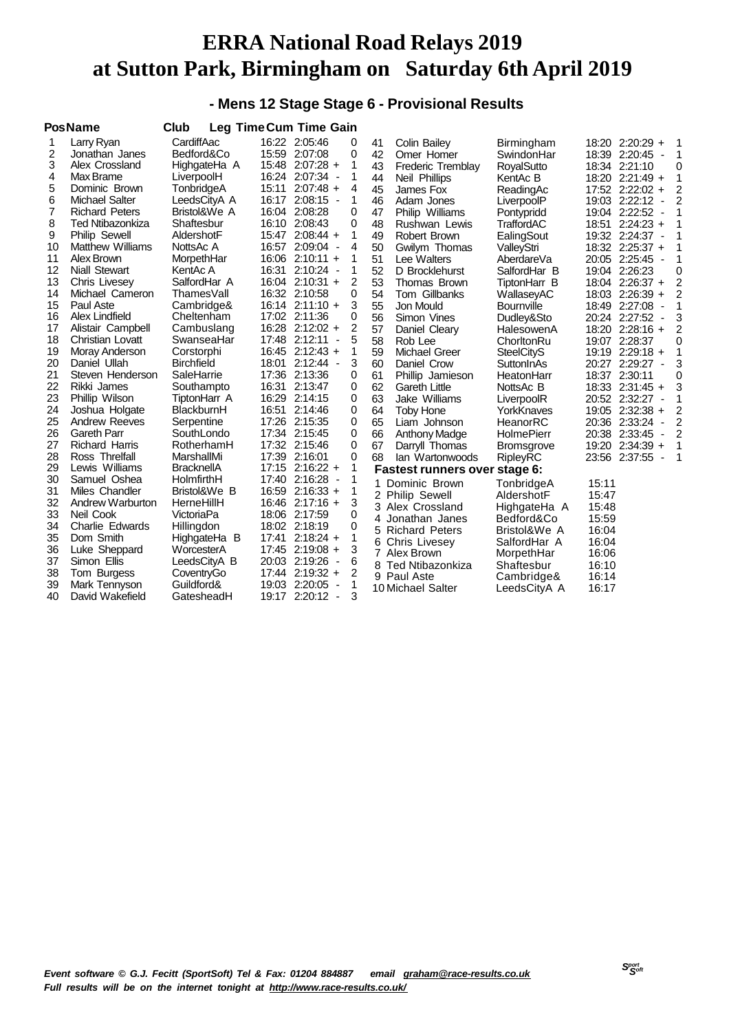# ERRA National Road Relays 2019
# at Sutton Park, Birmingham on Saturday 6th April 2019

## - Mens 12 Stage Stage 6 - Provisional Results

| Pos | Name | Club | Leg Time | Cum Time | Gain |
|---|---|---|---|---|---|
| 1 | Larry Ryan | CardiffAac | 16:22 | 2:05:46 | 0 |
| 2 | Jonathan Janes | Bedford&Co | 15:59 | 2:07:08 | 0 |
| 3 | Alex Crossland | HighgateHa A | 15:48 | 2:07:28 + | 1 |
| 4 | Max Brame | LiverpoolH | 16:24 | 2:07:34 - | 1 |
| 5 | Dominic Brown | TonbridgeA | 15:11 | 2:07:48 + | 4 |
| 6 | Michael Salter | LeedsCityA A | 16:17 | 2:08:15 - | 1 |
| 7 | Richard Peters | Bristol&We A | 16:04 | 2:08:28 | 0 |
| 8 | Ted Ntibazonkiza | Shaftesbur | 16:10 | 2:08:43 | 0 |
| 9 | Philip Sewell | AldershotF | 15:47 | 2:08:44 + | 1 |
| 10 | Matthew Williams | NottsAc A | 16:57 | 2:09:04 - | 4 |
| 11 | Alex Brown | MorpethHar | 16:06 | 2:10:11 + | 1 |
| 12 | Niall Stewart | KentAc A | 16:31 | 2:10:24 - | 1 |
| 13 | Chris Livesey | SalfordHar A | 16:04 | 2:10:31 + | 2 |
| 14 | Michael Cameron | ThamesVall | 16:32 | 2:10:58 | 0 |
| 15 | Paul Aste | Cambridge& | 16:14 | 2:11:10 + | 3 |
| 16 | Alex Lindfield | Cheltenham | 17:02 | 2:11:36 | 0 |
| 17 | Alistair Campbell | Cambuslang | 16:28 | 2:12:02 + | 2 |
| 18 | Christian Lovatt | SwanseaHar | 17:48 | 2:12:11 - | 5 |
| 19 | Moray Anderson | Corstorphi | 16:45 | 2:12:43 + | 1 |
| 20 | Daniel Ullah | Birchfield | 18:01 | 2:12:44 - | 3 |
| 21 | Steven Henderson | SaleHarrie | 17:36 | 2:13:36 | 0 |
| 22 | Rikki James | Southampto | 16:31 | 2:13:47 | 0 |
| 23 | Phillip Wilson | TiptonHarr A | 16:29 | 2:14:15 | 0 |
| 24 | Joshua Holgate | BlackburnH | 16:51 | 2:14:46 | 0 |
| 25 | Andrew Reeves | Serpentine | 17:26 | 2:15:35 | 0 |
| 26 | Gareth Parr | SouthLondo | 17:34 | 2:15:45 | 0 |
| 27 | Richard Harris | RotherhamH | 17:32 | 2:15:46 | 0 |
| 28 | Ross Threlfall | MarshallMi | 17:39 | 2:16:01 | 0 |
| 29 | Lewis Williams | BracknellA | 17:15 | 2:16:22 + | 1 |
| 30 | Samuel Oshea | HolmfirthH | 17:40 | 2:16:28 - | 1 |
| 31 | Miles Chandler | Bristol&We B | 16:59 | 2:16:33 + | 1 |
| 32 | Andrew Warburton | HerneHillH | 16:46 | 2:17:16 + | 3 |
| 33 | Neil Cook | VictoriaPa | 18:06 | 2:17:59 | 0 |
| 34 | Charlie Edwards | Hillingdon | 18:02 | 2:18:19 | 0 |
| 35 | Dom Smith | HighgateHa B | 17:41 | 2:18:24 + | 1 |
| 36 | Luke Sheppard | WorcesterA | 17:45 | 2:19:08 + | 3 |
| 37 | Simon Ellis | LeedsCityA B | 20:03 | 2:19:26 - | 6 |
| 38 | Tom Burgess | CoventryGo | 17:44 | 2:19:32 + | 2 |
| 39 | Mark Tennyson | Guildford& | 19:03 | 2:20:05 - | 1 |
| 40 | David Wakefield | GatesheadH | 19:17 | 2:20:12 - | 3 |
| 41 | Colin Bailey | Birmingham | 18:20 | 2:20:29 + | 1 |
| 42 | Omer Homer | SwindonHar | 18:39 | 2:20:45 - | 1 |
| 43 | Frederic Tremblay | RoyalSutto | 18:34 | 2:21:10 | 0 |
| 44 | Neil Phillips | KentAc B | 18:20 | 2:21:49 + | 1 |
| 45 | James Fox | ReadingAc | 17:52 | 2:22:02 + | 2 |
| 46 | Adam Jones | LiverpoolP | 19:03 | 2:22:12 - | 2 |
| 47 | Philip Williams | Pontypridd | 19:04 | 2:22:52 - | 1 |
| 48 | Rushwan Lewis | TraffordAC | 18:51 | 2:24:23 + | 1 |
| 49 | Robert Brown | EalingSout | 19:32 | 2:24:37 - | 1 |
| 50 | Gwilym Thomas | ValleyStri | 18:32 | 2:25:37 + | 1 |
| 51 | Lee Walters | AberdareVa | 20:05 | 2:25:45 - | 1 |
| 52 | D Brocklehurst | SalfordHar B | 19:04 | 2:26:23 | 0 |
| 53 | Thomas Brown | TiptonHarr B | 18:04 | 2:26:37 + | 2 |
| 54 | Tom Gillbanks | WallaseyAC | 18:03 | 2:26:39 + | 2 |
| 55 | Jon Mould | Bournville | 18:49 | 2:27:08 - | 1 |
| 56 | Simon Vines | Dudley&Sto | 20:24 | 2:27:52 - | 3 |
| 57 | Daniel Cleary | HalesowenA | 18:20 | 2:28:16 + | 2 |
| 58 | Rob Lee | ChorltonRu | 19:07 | 2:28:37 | 0 |
| 59 | Michael Greer | SteelCityS | 19:19 | 2:29:18 + | 1 |
| 60 | Daniel Crow | SuttonInAs | 20:27 | 2:29:27 - | 3 |
| 61 | Phillip Jamieson | HeatonHarr | 18:37 | 2:30:11 | 0 |
| 62 | Gareth Little | NottsAc B | 18:33 | 2:31:45 + | 3 |
| 63 | Jake Williams | LiverpoolR | 20:52 | 2:32:27 - | 1 |
| 64 | Toby Hone | YorkKnaves | 19:05 | 2:32:38 + | 2 |
| 65 | Liam Johnson | HeanorRC | 20:36 | 2:33:24 - | 2 |
| 66 | Anthony Madge | HolmePierr | 20:38 | 2:33:45 - | 2 |
| 67 | Darryl Thomas | Bromsgrove | 19:20 | 2:34:39 + | 1 |
| 68 | Ian Wartonwoods | RipleyRC | 23:56 | 2:37:55 - | 1 |

**Fastest runners over stage 6:**

| | Name | Club | Time |
|---|---|---|---|
| 1 | Dominic Brown | TonbridgeA | 15:11 |
| 2 | Philip Sewell | AldershotF | 15:47 |
| 3 | Alex Crossland | HighgateHa A | 15:48 |
| 4 | Jonathan Janes | Bedford&Co | 15:59 |
| 5 | Richard Peters | Bristol&We A | 16:04 |
| 6 | Chris Livesey | SalfordHar A | 16:04 |
| 7 | Alex Brown | MorpethHar | 16:06 |
| 8 | Ted Ntibazonkiza | Shaftesbur | 16:10 |
| 9 | Paul Aste | Cambridge& | 16:14 |
| 10 | Michael Salter | LeedsCityA A | 16:17 |

*Event software © G.J. Fecitt (SportSoft) Tel & Fax: 01204 884887 email graham@race-results.co.uk*
*Full results will be on the internet tonight at http://www.race-results.co.uk/*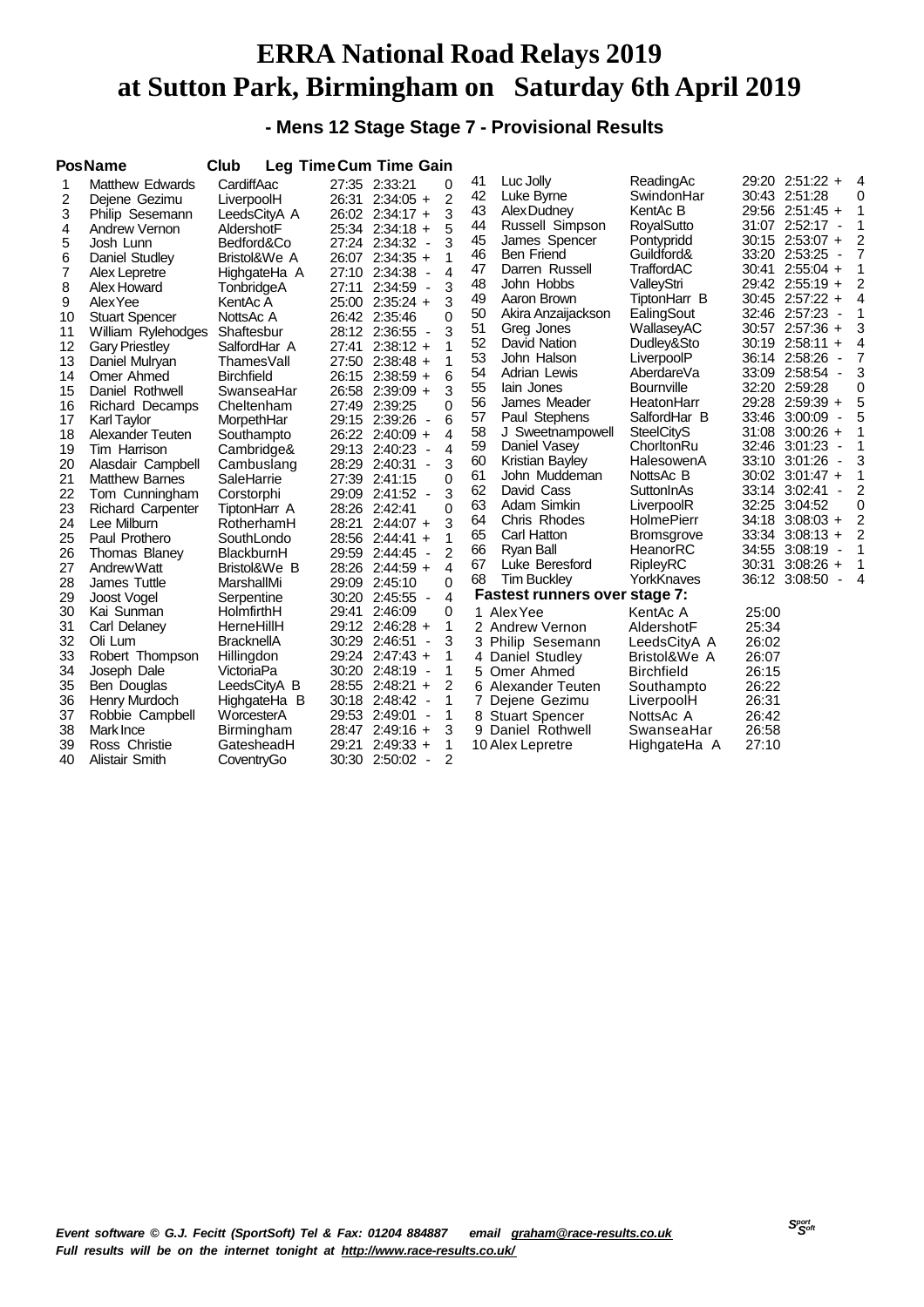# ERRA National Road Relays 2019
# at Sutton Park, Birmingham on Saturday 6th April 2019

### - Mens 12 Stage Stage 7 - Provisional Results

| Pos | Name | Club | Leg Time | Cum Time | Gain |
|---|---|---|---|---|---|
| 1 | Matthew Edwards | CardiffAac | 27:35 | 2:33:21 | 0 |
| 2 | Dejene Gezimu | LiverpoolH | 26:31 | 2:34:05 + | 2 |
| 3 | Philip Sesemann | LeedsCityA A | 26:02 | 2:34:17 + | 3 |
| 4 | Andrew Vernon | AldershotF | 25:34 | 2:34:18 + | 5 |
| 5 | Josh Lunn | Bedford&Co | 27:24 | 2:34:32 - | 3 |
| 6 | Daniel Studley | Bristol&We A | 26:07 | 2:34:35 + | 1 |
| 7 | Alex Lepretre | HighgateHa A | 27:10 | 2:34:38 - | 4 |
| 8 | Alex Howard | TonbridgeA | 27:11 | 2:34:59 - | 3 |
| 9 | Alex Yee | KentAc A | 25:00 | 2:35:24 + | 3 |
| 10 | Stuart Spencer | NottsAc A | 26:42 | 2:35:46 | 0 |
| 11 | William Rylehodges | Shaftesbur | 28:12 | 2:36:55 - | 3 |
| 12 | Gary Priestley | SalfordHar A | 27:41 | 2:38:12 + | 1 |
| 13 | Daniel Mulryan | ThamesVall | 27:50 | 2:38:48 + | 1 |
| 14 | Omer Ahmed | Birchfield | 26:15 | 2:38:59 + | 6 |
| 15 | Daniel Rothwell | SwanseaHar | 26:58 | 2:39:09 + | 3 |
| 16 | Richard Decamps | Cheltenham | 27:49 | 2:39:25 | 0 |
| 17 | Karl Taylor | MorpethHar | 29:15 | 2:39:26 - | 6 |
| 18 | Alexander Teuten | Southampto | 26:22 | 2:40:09 + | 4 |
| 19 | Tim Harrison | Cambridge& | 29:13 | 2:40:23 - | 4 |
| 20 | Alasdair Campbell | Cambuslang | 28:29 | 2:40:31 - | 3 |
| 21 | Matthew Barnes | SaleHarrie | 27:39 | 2:41:15 | 0 |
| 22 | Tom Cunningham | Corstorphi | 29:09 | 2:41:52 - | 3 |
| 23 | Richard Carpenter | TiptonHarr A | 28:26 | 2:42:41 | 0 |
| 24 | Lee Milburn | RotherhamH | 28:21 | 2:44:07 + | 3 |
| 25 | Paul Prothero | SouthLondo | 28:56 | 2:44:41 + | 1 |
| 26 | Thomas Blaney | BlackburnH | 29:59 | 2:44:45 - | 2 |
| 27 | Andrew Watt | Bristol&We B | 28:26 | 2:44:59 + | 4 |
| 28 | James Tuttle | MarshallMi | 29:09 | 2:45:10 | 0 |
| 29 | Joost Vogel | Serpentine | 30:20 | 2:45:55 - | 4 |
| 30 | Kai Sunman | HolmfirthH | 29:41 | 2:46:09 | 0 |
| 31 | Carl Delaney | HerneHillH | 29:12 | 2:46:28 + | 1 |
| 32 | Oli Lum | BracknellA | 30:29 | 2:46:51 - | 3 |
| 33 | Robert Thompson | Hillingdon | 29:24 | 2:47:43 + | 1 |
| 34 | Joseph Dale | VictoriaPa | 30:20 | 2:48:19 - | 1 |
| 35 | Ben Douglas | LeedsCityA B | 28:55 | 2:48:21 + | 2 |
| 36 | Henry Murdoch | HighgateHa B | 30:18 | 2:48:42 - | 1 |
| 37 | Robbie Campbell | WorcesterA | 29:53 | 2:49:01 - | 1 |
| 38 | Mark Ince | Birmingham | 28:47 | 2:49:16 + | 3 |
| 39 | Ross Christie | GatesheadH | 29:21 | 2:49:33 + | 1 |
| 40 | Alistair Smith | CoventryGo | 30:30 | 2:50:02 - | 2 |
| 41 | Luc Jolly | ReadingAc | 29:20 | 2:51:22 + | 4 |
| 42 | Luke Byrne | SwindonHar | 30:43 | 2:51:28 | 0 |
| 43 | Alex Dudney | KentAc B | 29:56 | 2:51:45 + | 1 |
| 44 | Russell Simpson | RoyalSutto | 31:07 | 2:52:17 - | 1 |
| 45 | James Spencer | Pontypridd | 30:15 | 2:53:07 + | 2 |
| 46 | Ben Friend | Guildford& | 33:20 | 2:53:25 - | 7 |
| 47 | Darren Russell | TraffordAC | 30:41 | 2:55:04 + | 1 |
| 48 | John Hobbs | ValleyStri | 29:42 | 2:55:19 + | 2 |
| 49 | Aaron Brown | TiptonHarr B | 30:45 | 2:57:22 + | 4 |
| 50 | Akira Anzaijackson | EalingSout | 32:46 | 2:57:23 - | 1 |
| 51 | Greg Jones | WallaseyAC | 30:57 | 2:57:36 + | 3 |
| 52 | David Nation | Dudley&Sto | 30:19 | 2:58:11 + | 4 |
| 53 | John Halson | LiverpoolP | 36:14 | 2:58:26 - | 7 |
| 54 | Adrian Lewis | AberdareVa | 33:09 | 2:58:54 - | 3 |
| 55 | Iain Jones | Bournville | 32:20 | 2:59:28 | 0 |
| 56 | James Meader | HeatonHarr | 29:28 | 2:59:39 + | 5 |
| 57 | Paul Stephens | SalfordHar B | 33:46 | 3:00:09 - | 5 |
| 58 | J Sweetnampowell | SteelCityS | 31:08 | 3:00:26 + | 1 |
| 59 | Daniel Vasey | ChorltonRu | 32:46 | 3:01:23 - | 1 |
| 60 | Kristian Bayley | HalesowenA | 33:10 | 3:01:26 - | 3 |
| 61 | John Muddeman | NottsAc B | 30:02 | 3:01:47 + | 1 |
| 62 | David Cass | SuttonInAs | 33:14 | 3:02:41 - | 2 |
| 63 | Adam Simkin | LiverpoolR | 32:25 | 3:04:52 | 0 |
| 64 | Chris Rhodes | HolmePierr | 34:18 | 3:08:03 + | 2 |
| 65 | Carl Hatton | Bromsgrove | 33:34 | 3:08:13 + | 2 |
| 66 | Ryan Ball | HeanorRC | 34:55 | 3:08:19 - | 1 |
| 67 | Luke Beresford | RipleyRC | 30:31 | 3:08:26 + | 1 |
| 68 | Tim Buckley | YorkKnaves | 36:12 | 3:08:50 - | 4 |

**Fastest runners over stage 7:**

| | Name | Club | Time |
|---|---|---|---|
| 1 | Alex Yee | KentAc A | 25:00 |
| 2 | Andrew Vernon | AldershotF | 25:34 |
| 3 | Philip Sesemann | LeedsCityA A | 26:02 |
| 4 | Daniel Studley | Bristol&We A | 26:07 |
| 5 | Omer Ahmed | Birchfield | 26:15 |
| 6 | Alexander Teuten | Southampto | 26:22 |
| 7 | Dejene Gezimu | LiverpoolH | 26:31 |
| 8 | Stuart Spencer | NottsAc A | 26:42 |
| 9 | Daniel Rothwell | SwanseaHar | 26:58 |
| 10 | Alex Lepretre | HighgateHa A | 27:10 |

*Event software © G.J. Fecitt (SportSoft) Tel & Fax: 01204 884887 email graham@race-results.co.uk*
*Full results will be on the internet tonight at http://www.race-results.co.uk/*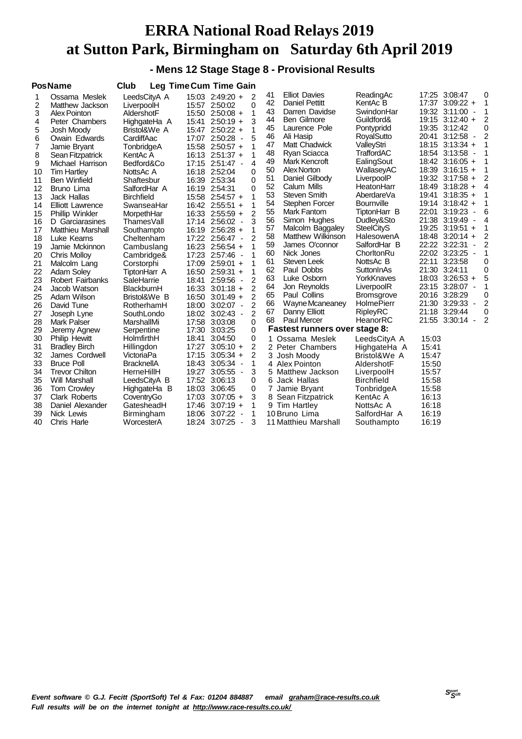# ERRA National Road Relays 2019
# at Sutton Park, Birmingham on Saturday 6th April 2019

## - Mens 12 Stage Stage 8 - Provisional Results

| Pos | Name | Club | Leg Time | Cum Time | Gain |
|---|---|---|---|---|---|
| 1 | Ossama Meslek | LeedsCityA A | 15:03 | 2:49:20 + | 2 |
| 2 | Matthew Jackson | LiverpoolH | 15:57 | 2:50:02 | 0 |
| 3 | Alex Pointon | AldershotF | 15:50 | 2:50:08 + | 1 |
| 4 | Peter Chambers | HighgateHa A | 15:41 | 2:50:19 + | 3 |
| 5 | Josh Moody | Bristol&We A | 15:47 | 2:50:22 + | 1 |
| 6 | Owain Edwards | CardiffAac | 17:07 | 2:50:28 - | 5 |
| 7 | Jamie Bryant | TonbridgeA | 15:58 | 2:50:57 + | 1 |
| 8 | Sean Fitzpatrick | KentAc A | 16:13 | 2:51:37 + | 1 |
| 9 | Michael Harrison | Bedford&Co | 17:15 | 2:51:47 - | 4 |
| 10 | Tim Hartley | NottsAc A | 16:18 | 2:52:04 | 0 |
| 11 | Ben Winfield | Shaftesbur | 16:39 | 2:53:34 | 0 |
| 12 | Bruno Lima | SalfordHar A | 16:19 | 2:54:31 | 0 |
| 13 | Jack Hallas | Birchfield | 15:58 | 2:54:57 + | 1 |
| 14 | Elliott Lawrence | SwanseaHar | 16:42 | 2:55:51 + | 1 |
| 15 | Phillip Winkler | MorpethHar | 16:33 | 2:55:59 + | 2 |
| 16 | D Garciarasines | ThamesVall | 17:14 | 2:56:02 - | 3 |
| 17 | Matthieu Marshall | Southampto | 16:19 | 2:56:28 + | 1 |
| 18 | Luke Kearns | Cheltenham | 17:22 | 2:56:47 - | 2 |
| 19 | Jamie Mckinnon | Cambuslang | 16:23 | 2:56:54 + | 1 |
| 20 | Chris Molloy | Cambridge& | 17:23 | 2:57:46 - | 1 |
| 21 | Malcolm Lang | Corstorphi | 17:09 | 2:59:01 + | 1 |
| 22 | Adam Soley | TiptonHarr A | 16:50 | 2:59:31 + | 1 |
| 23 | Robert Fairbanks | SaleHarrie | 18:41 | 2:59:56 - | 2 |
| 24 | Jacob Watson | BlackburnH | 16:33 | 3:01:18 + | 2 |
| 25 | Adam Wilson | Bristol&We B | 16:50 | 3:01:49 + | 2 |
| 26 | David Tune | RotherhamH | 18:00 | 3:02:07 - | 2 |
| 27 | Joseph Lyne | SouthLondo | 18:02 | 3:02:43 - | 2 |
| 28 | Mark Palser | MarshallMi | 17:58 | 3:03:08 | 0 |
| 29 | Jeremy Agnew | Serpentine | 17:30 | 3:03:25 | 0 |
| 30 | Philip Hewitt | HolmfirthH | 18:41 | 3:04:50 | 0 |
| 31 | Bradley Birch | Hillingdon | 17:27 | 3:05:10 + | 2 |
| 32 | James Cordwell | VictoriaPa | 17:15 | 3:05:34 + | 2 |
| 33 | Bruce Poll | BracknellA | 18:43 | 3:05:34 - | 1 |
| 34 | Trevor Chilton | HerneHillH | 19:27 | 3:05:55 - | 3 |
| 35 | Will Marshall | LeedsCityA B | 17:52 | 3:06:13 | 0 |
| 36 | Tom Crowley | HighgateHa B | 18:03 | 3:06:45 | 0 |
| 37 | Clark Roberts | CoventryGo | 17:03 | 3:07:05 + | 3 |
| 38 | Daniel Alexander | GatesheadH | 17:46 | 3:07:19 + | 1 |
| 39 | Nick Lewis | Birmingham | 18:06 | 3:07:22 - | 1 |
| 40 | Chris Harle | WorcesterA | 18:24 | 3:07:25 - | 3 |
| 41 | Elliot Davies | ReadingAc | 17:25 | 3:08:47 | 0 |
| 42 | Daniel Pettitt | KentAc B | 17:37 | 3:09:22 + | 1 |
| 43 | Darren Davidse | SwindonHar | 19:32 | 3:11:00 - | 1 |
| 44 | Ben Gilmore | Guildford& | 19:15 | 3:12:40 + | 2 |
| 45 | Laurence Pole | Pontypridd | 19:35 | 3:12:42 | 0 |
| 46 | Ali Hasip | RoyalSutto | 20:41 | 3:12:58 - | 2 |
| 47 | Matt Chadwick | ValleyStri | 18:15 | 3:13:34 + | 1 |
| 48 | Ryan Sciacca | TraffordAC | 18:54 | 3:13:58 - | 1 |
| 49 | Mark Kencroft | EalingSout | 18:42 | 3:16:05 + | 1 |
| 50 | Alex Norton | WallaseyAC | 18:39 | 3:16:15 + | 1 |
| 51 | Daniel Gilbody | LiverpoolP | 19:32 | 3:17:58 + | 2 |
| 52 | Calum Mills | HeatonHarr | 18:49 | 3:18:28 + | 4 |
| 53 | Steven Smith | AberdareVa | 19:41 | 3:18:35 + | 1 |
| 54 | Stephen Forcer | Bournville | 19:14 | 3:18:42 + | 1 |
| 55 | Mark Fantom | TiptonHarr B | 22:01 | 3:19:23 - | 6 |
| 56 | Simon Hughes | Dudley&Sto | 21:38 | 3:19:49 - | 4 |
| 57 | Malcolm Baggaley | SteelCityS | 19:25 | 3:19:51 + | 1 |
| 58 | Matthew Wilkinson | HalesowenA | 18:48 | 3:20:14 + | 2 |
| 59 | James O'connor | SalfordHar B | 22:22 | 3:22:31 - | 2 |
| 60 | Nick Jones | ChorltonRu | 22:02 | 3:23:25 - | 1 |
| 61 | Steven Leek | NottsAc B | 22:11 | 3:23:58 | 0 |
| 62 | Paul Dobbs | SuttonInAs | 21:30 | 3:24:11 | 0 |
| 63 | Luke Osborn | YorkKnaves | 18:03 | 3:26:53 + | 5 |
| 64 | Jon Reynolds | LiverpoolR | 23:15 | 3:28:07 - | 1 |
| 65 | Paul Collins | Bromsgrove | 20:16 | 3:28:29 | 0 |
| 66 | Wayne Mcaneaney | HolmePierr | 21:30 | 3:29:33 - | 2 |
| 67 | Danny Elliott | RipleyRC | 21:18 | 3:29:44 | 0 |
| 68 | Paul Mercer | HeanorRC | 21:55 | 3:30:14 - | 2 |

### Fastest runners over stage 8:

| | Name | Club | Time |
|---|---|---|---|
| 1 | Ossama Meslek | LeedsCityA A | 15:03 |
| 2 | Peter Chambers | HighgateHa A | 15:41 |
| 3 | Josh Moody | Bristol&We A | 15:47 |
| 4 | Alex Pointon | AldershotF | 15:50 |
| 5 | Matthew Jackson | LiverpoolH | 15:57 |
| 6 | Jack Hallas | Birchfield | 15:58 |
| 7 | Jamie Bryant | TonbridgeA | 15:58 |
| 8 | Sean Fitzpatrick | KentAc A | 16:13 |
| 9 | Tim Hartley | NottsAc A | 16:18 |
| 10 | Bruno Lima | SalfordHar A | 16:19 |
| 11 | Matthieu Marshall | Southampto | 16:19 |

*Event software © G.J. Fecitt (SportSoft) Tel & Fax: 01204 884887 email graham@race-results.co.uk*
*Full results will be on the internet tonight at http://www.race-results.co.uk/*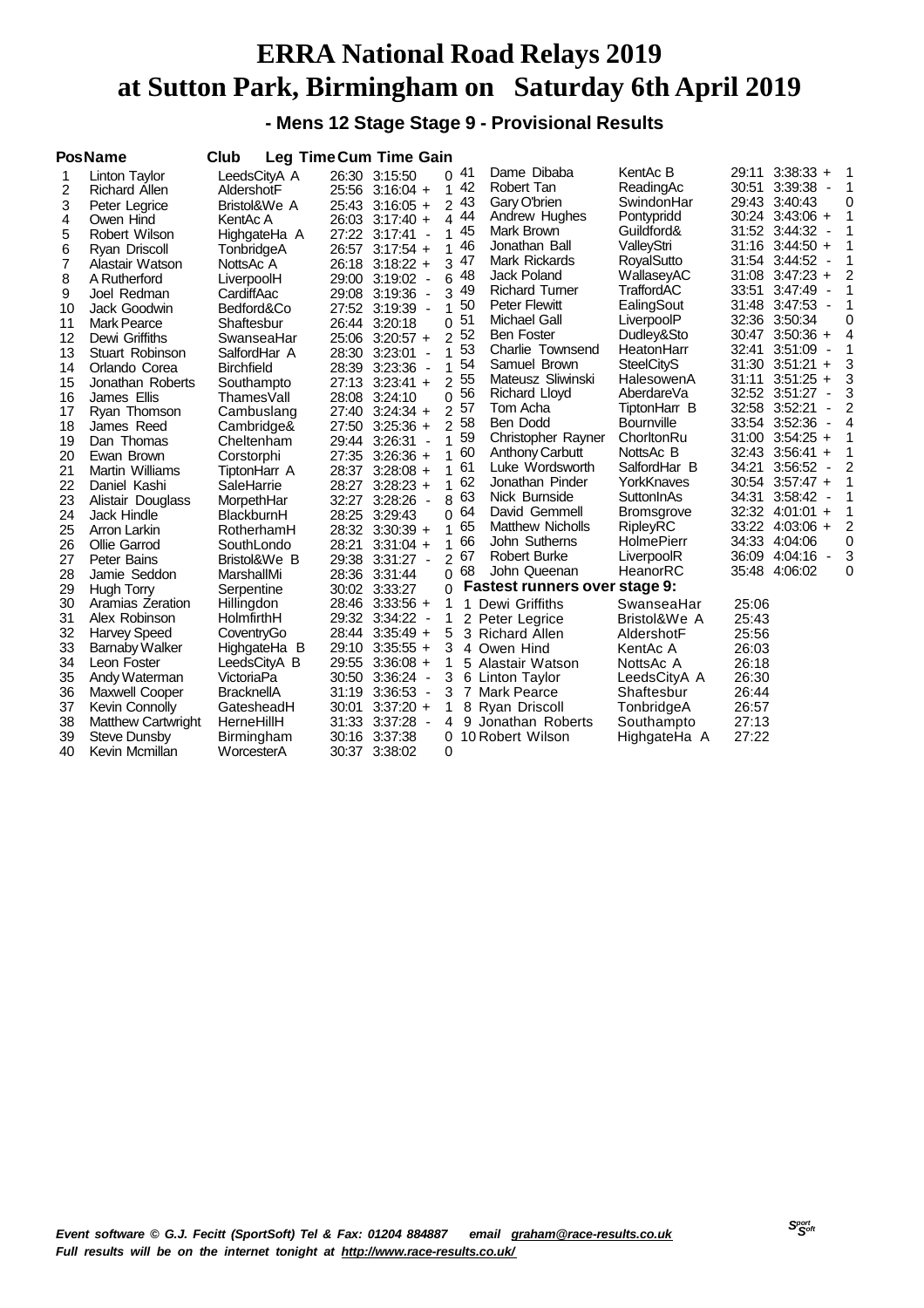# ERRA National Road Relays 2019
# at Sutton Park, Birmingham on Saturday 6th April 2019

### - Mens 12 Stage Stage 9 - Provisional Results

| Pos | Name | Club | Leg Time | Cum Time | Gain |
|---|---|---|---|---|---|
| 1 | Linton Taylor | LeedsCityA A | 26:30 | 3:15:50 | 0 |
| 2 | Richard Allen | AldershotF | 25:56 | 3:16:04 + | 1 |
| 3 | Peter Legrice | Bristol&We A | 25:43 | 3:16:05 + | 2 |
| 4 | Owen Hind | KentAc A | 26:03 | 3:17:40 + | 4 |
| 5 | Robert Wilson | HighgateHa A | 27:22 | 3:17:41 - | 1 |
| 6 | Ryan Driscoll | TonbridgeA | 26:57 | 3:17:54 + | 1 |
| 7 | Alastair Watson | NottsAc A | 26:18 | 3:18:22 + | 3 |
| 8 | A Rutherford | LiverpoolH | 29:00 | 3:19:02 - | 6 |
| 9 | Joel Redman | CardiffAac | 29:08 | 3:19:36 - | 3 |
| 10 | Jack Goodwin | Bedford&Co | 27:52 | 3:19:39 - | 1 |
| 11 | Mark Pearce | Shaftesbur | 26:44 | 3:20:18 | 0 |
| 12 | Dewi Griffiths | SwanseaHar | 25:06 | 3:20:57 + | 2 |
| 13 | Stuart Robinson | SalfordHar A | 28:30 | 3:23:01 - | 1 |
| 14 | Orlando Corea | Birchfield | 28:39 | 3:23:36 - | 1 |
| 15 | Jonathan Roberts | Southampto | 27:13 | 3:23:41 + | 2 |
| 16 | James Ellis | ThamesVall | 28:08 | 3:24:10 | 0 |
| 17 | Ryan Thomson | Cambuslang | 27:40 | 3:24:34 + | 2 |
| 18 | James Reed | Cambridge& | 27:50 | 3:25:36 + | 2 |
| 19 | Dan Thomas | Cheltenham | 29:44 | 3:26:31 - | 1 |
| 20 | Ewan Brown | Corstorphi | 27:35 | 3:26:36 + | 1 |
| 21 | Martin Williams | TiptonHarr A | 28:37 | 3:28:08 + | 1 |
| 22 | Daniel Kashi | SaleHarrie | 28:27 | 3:28:23 + | 1 |
| 23 | Alistair Douglass | MorpethHar | 32:27 | 3:28:26 - | 8 |
| 24 | Jack Hindle | BlackburnH | 28:25 | 3:29:43 | 0 |
| 25 | Arron Larkin | RotherhamH | 28:32 | 3:30:39 + | 1 |
| 26 | Ollie Garrod | SouthLondo | 28:21 | 3:31:04 + | 1 |
| 27 | Peter Bains | Bristol&We B | 29:38 | 3:31:27 - | 2 |
| 28 | Jamie Seddon | MarshallMi | 28:36 | 3:31:44 | 0 |
| 29 | Hugh Torry | Serpentine | 30:02 | 3:33:27 | 0 |
| 30 | Aramias Zeration | Hillingdon | 28:46 | 3:33:56 + | 1 |
| 31 | Alex Robinson | HolmfirthH | 29:32 | 3:34:22 - | 1 |
| 32 | Harvey Speed | CoventryGo | 28:44 | 3:35:49 + | 5 |
| 33 | Barnaby Walker | HighgateHa B | 29:10 | 3:35:55 + | 3 |
| 34 | Leon Foster | LeedsCityA B | 29:55 | 3:36:08 + | 1 |
| 35 | Andy Waterman | VictoriaPa | 30:50 | 3:36:24 - | 3 |
| 36 | Maxwell Cooper | BracknellA | 31:19 | 3:36:53 - | 3 |
| 37 | Kevin Connolly | GatesheadH | 30:01 | 3:37:20 + | 1 |
| 38 | Matthew Cartwright | HerneHillH | 31:33 | 3:37:28 - | 4 |
| 39 | Steve Dunsby | Birmingham | 30:16 | 3:37:38 | 0 |
| 40 | Kevin Mcmillan | WorcesterA | 30:37 | 3:38:02 | 0 |
| 41 | Dame Dibaba | KentAc B | 29:11 | 3:38:33 + | 1 |
| 42 | Robert Tan | ReadingAc | 30:51 | 3:39:38 - | 1 |
| 43 | Gary O'brien | SwindonHar | 29:43 | 3:40:43 | 0 |
| 44 | Andrew Hughes | Pontypridd | 30:24 | 3:43:06 + | 1 |
| 45 | Mark Brown | Guildford& | 31:52 | 3:44:32 - | 1 |
| 46 | Jonathan Ball | ValleyStri | 31:16 | 3:44:50 + | 1 |
| 47 | Mark Rickards | RoyalSutto | 31:54 | 3:44:52 - | 1 |
| 48 | Jack Poland | WallaseyAC | 31:08 | 3:47:23 + | 2 |
| 49 | Richard Turner | TraffordAC | 33:51 | 3:47:49 - | 1 |
| 50 | Peter Flewitt | EalingSout | 31:48 | 3:47:53 - | 1 |
| 51 | Michael Gall | LiverpoolP | 32:36 | 3:50:34 | 0 |
| 52 | Ben Foster | Dudley&Sto | 30:47 | 3:50:36 + | 4 |
| 53 | Charlie Townsend | HeatonHarr | 32:41 | 3:51:09 - | 1 |
| 54 | Samuel Brown | SteelCityS | 31:30 | 3:51:21 + | 3 |
| 55 | Mateusz Sliwinski | HalesowenA | 31:11 | 3:51:25 + | 3 |
| 56 | Richard Lloyd | AberdareVa | 32:52 | 3:51:27 - | 3 |
| 57 | Tom Acha | TiptonHarr B | 32:58 | 3:52:21 - | 2 |
| 58 | Ben Dodd | Bournville | 33:54 | 3:52:36 - | 4 |
| 59 | Christopher Rayner | ChorltonRu | 31:00 | 3:54:25 + | 1 |
| 60 | Anthony Carbutt | NottsAc B | 32:43 | 3:56:41 + | 1 |
| 61 | Luke Wordsworth | SalfordHar B | 34:21 | 3:56:52 - | 2 |
| 62 | Jonathan Pinder | YorkKnaves | 30:54 | 3:57:47 + | 1 |
| 63 | Nick Burnside | SuttonInAs | 34:31 | 3:58:42 - | 1 |
| 64 | David Gemmell | Bromsgrove | 32:32 | 4:01:01 + | 1 |
| 65 | Matthew Nicholls | RipleyRC | 33:22 | 4:03:06 + | 2 |
| 66 | John Sutherns | HolmePierr | 34:33 | 4:04:06 | 0 |
| 67 | Robert Burke | LiverpoolR | 36:09 | 4:04:16 - | 3 |
| 68 | John Queenan | HeanorRC | 35:48 | 4:06:02 | 0 |

**Fastest runners over stage 9:**

| | Name | Club | Time |
|---|---|---|---|
| 1 | Dewi Griffiths | SwanseaHar | 25:06 |
| 2 | Peter Legrice | Bristol&We A | 25:43 |
| 3 | Richard Allen | AldershotF | 25:56 |
| 4 | Owen Hind | KentAc A | 26:03 |
| 5 | Alastair Watson | NottsAc A | 26:18 |
| 6 | Linton Taylor | LeedsCityA A | 26:30 |
| 7 | Mark Pearce | Shaftesbur | 26:44 |
| 8 | Ryan Driscoll | TonbridgeA | 26:57 |
| 9 | Jonathan Roberts | Southampto | 27:13 |
| 10 | Robert Wilson | HighgateHa A | 27:22 |

*Event software © G.J. Fecitt (SportSoft) Tel & Fax: 01204 884887 email graham@race-results.co.uk*
*Full results will be on the internet tonight at http://www.race-results.co.uk/*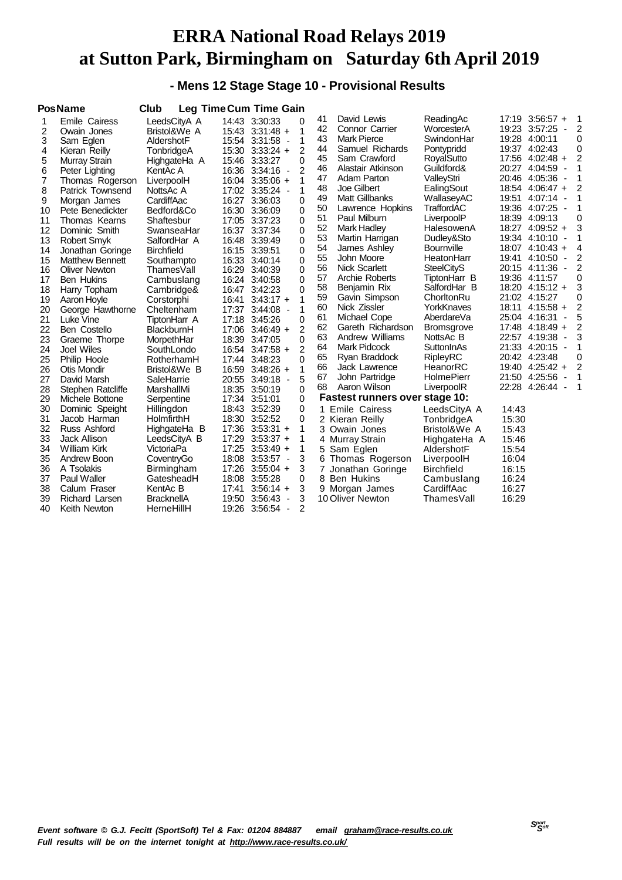# ERRA National Road Relays 2019
# at Sutton Park, Birmingham on Saturday 6th April 2019

### - Mens 12 Stage Stage 10 - Provisional Results

| Pos | Name | Club | Leg Time | Cum Time | Gain |
|---|---|---|---|---|---|
| 1 | Emile Cairess | LeedsCityA A | 14:43 | 3:30:33 | 0 |
| 2 | Owain Jones | Bristol&We A | 15:43 | 3:31:48 + | 1 |
| 3 | Sam Eglen | AldershotF | 15:54 | 3:31:58 - | 1 |
| 4 | Kieran Reilly | TonbridgeA | 15:30 | 3:33:24 + | 2 |
| 5 | Murray Strain | HighgateHa A | 15:46 | 3:33:27 | 0 |
| 6 | Peter Lighting | KentAc A | 16:36 | 3:34:16 - | 2 |
| 7 | Thomas Rogerson | LiverpoolH | 16:04 | 3:35:06 + | 1 |
| 8 | Patrick Townsend | NottsAc A | 17:02 | 3:35:24 - | 1 |
| 9 | Morgan James | CardiffAac | 16:27 | 3:36:03 | 0 |
| 10 | Pete Benedickter | Bedford&Co | 16:30 | 3:36:09 | 0 |
| 11 | Thomas Kearns | Shaftesbur | 17:05 | 3:37:23 | 0 |
| 12 | Dominic Smith | SwanseaHar | 16:37 | 3:37:34 | 0 |
| 13 | Robert Smyk | SalfordHar A | 16:48 | 3:39:49 | 0 |
| 14 | Jonathan Goringe | Birchfield | 16:15 | 3:39:51 | 0 |
| 15 | Matthew Bennett | Southampto | 16:33 | 3:40:14 | 0 |
| 16 | Oliver Newton | ThamesVall | 16:29 | 3:40:39 | 0 |
| 17 | Ben Hukins | Cambuslang | 16:24 | 3:40:58 | 0 |
| 18 | Harry Topham | Cambridge& | 16:47 | 3:42:23 | 0 |
| 19 | Aaron Hoyle | Corstorphi | 16:41 | 3:43:17 + | 1 |
| 20 | George Hawthorne | Cheltenham | 17:37 | 3:44:08 - | 1 |
| 21 | Luke Vine | TiptonHarr A | 17:18 | 3:45:26 | 0 |
| 22 | Ben Costello | BlackburnH | 17:06 | 3:46:49 + | 2 |
| 23 | Graeme Thorpe | MorpethHar | 18:39 | 3:47:05 | 0 |
| 24 | Joel Wiles | SouthLondo | 16:54 | 3:47:58 + | 2 |
| 25 | Philip Hoole | RotherhamH | 17:44 | 3:48:23 | 0 |
| 26 | Otis Mondir | Bristol&We B | 16:59 | 3:48:26 + | 1 |
| 27 | David Marsh | SaleHarrie | 20:55 | 3:49:18 - | 5 |
| 28 | Stephen Ratcliffe | MarshallMi | 18:35 | 3:50:19 | 0 |
| 29 | Michele Bottone | Serpentine | 17:34 | 3:51:01 | 0 |
| 30 | Dominic Speight | Hillingdon | 18:43 | 3:52:39 | 0 |
| 31 | Jacob Harman | HolmfirthH | 18:30 | 3:52:52 | 0 |
| 32 | Russ Ashford | HighgateHa B | 17:36 | 3:53:31 + | 1 |
| 33 | Jack Allison | LeedsCityA B | 17:29 | 3:53:37 + | 1 |
| 34 | William Kirk | VictoriaPa | 17:25 | 3:53:49 + | 1 |
| 35 | Andrew Boon | CoventryGo | 18:08 | 3:53:57 - | 3 |
| 36 | A Tsolakis | Birmingham | 17:26 | 3:55:04 + | 3 |
| 37 | Paul Waller | GatesheadH | 18:08 | 3:55:28 | 0 |
| 38 | Calum Fraser | KentAc B | 17:41 | 3:56:14 + | 3 |
| 39 | Richard Larsen | BracknellA | 19:50 | 3:56:43 - | 3 |
| 40 | Keith Newton | HerneHillH | 19:26 | 3:56:54 - | 2 |
| 41 | David Lewis | ReadingAc | 17:19 | 3:56:57 + | 1 |
| 42 | Connor Carrier | WorcesterA | 19:23 | 3:57:25 - | 2 |
| 43 | Mark Pierce | SwindonHar | 19:28 | 4:00:11 | 0 |
| 44 | Samuel Richards | Pontypridd | 19:37 | 4:02:43 | 0 |
| 45 | Sam Crawford | RoyalSutto | 17:56 | 4:02:48 + | 2 |
| 46 | Alastair Atkinson | Guildford& | 20:27 | 4:04:59 - | 1 |
| 47 | Adam Parton | ValleyStri | 20:46 | 4:05:36 - | 1 |
| 48 | Joe Gilbert | EalingSout | 18:54 | 4:06:47 + | 2 |
| 49 | Matt Gillbanks | WallaseyAC | 19:51 | 4:07:14 - | 1 |
| 50 | Lawrence Hopkins | TraffordAC | 19:36 | 4:07:25 - | 1 |
| 51 | Paul Milburn | LiverpoolP | 18:39 | 4:09:13 | 0 |
| 52 | Mark Hadley | HalesowenA | 18:27 | 4:09:52 + | 3 |
| 53 | Martin Harrigan | Dudley&Sto | 19:34 | 4:10:10 - | 1 |
| 54 | James Ashley | Bournville | 18:07 | 4:10:43 + | 4 |
| 55 | John Moore | HeatonHarr | 19:41 | 4:10:50 - | 2 |
| 56 | Nick Scarlett | SteelCityS | 20:15 | 4:11:36 - | 2 |
| 57 | Archie Roberts | TiptonHarr B | 19:36 | 4:11:57 | 0 |
| 58 | Benjamin Rix | SalfordHar B | 18:20 | 4:15:12 + | 3 |
| 59 | Gavin Simpson | ChorltonRu | 21:02 | 4:15:27 | 0 |
| 60 | Nick Zissler | YorkKnaves | 18:11 | 4:15:58 + | 2 |
| 61 | Michael Cope | AberdareVa | 25:04 | 4:16:31 - | 5 |
| 62 | Gareth Richardson | Bromsgrove | 17:48 | 4:18:49 + | 2 |
| 63 | Andrew Williams | NottsAc B | 22:57 | 4:19:38 - | 3 |
| 64 | Mark Pidcock | SuttonInAs | 21:33 | 4:20:15 - | 1 |
| 65 | Ryan Braddock | RipleyRC | 20:42 | 4:23:48 | 0 |
| 66 | Jack Lawrence | HeanorRC | 19:40 | 4:25:42 + | 2 |
| 67 | John Partridge | HolmePierr | 21:50 | 4:25:56 - | 1 |
| 68 | Aaron Wilson | LiverpoolR | 22:28 | 4:26:44 - | 1 |

**Fastest runners over stage 10:**

| | Name | Club | Time |
|---|---|---|---|
| 1 | Emile Cairess | LeedsCityA A | 14:43 |
| 2 | Kieran Reilly | TonbridgeA | 15:30 |
| 3 | Owain Jones | Bristol&We A | 15:43 |
| 4 | Murray Strain | HighgateHa A | 15:46 |
| 5 | Sam Eglen | AldershotF | 15:54 |
| 6 | Thomas Rogerson | LiverpoolH | 16:04 |
| 7 | Jonathan Goringe | Birchfield | 16:15 |
| 8 | Ben Hukins | Cambuslang | 16:24 |
| 9 | Morgan James | CardiffAac | 16:27 |
| 10 | Oliver Newton | ThamesVall | 16:29 |

*Event software © G.J. Fecitt (SportSoft) Tel & Fax: 01204 884887 email graham@race-results.co.uk*
*Full results will be on the internet tonight at http://www.race-results.co.uk/*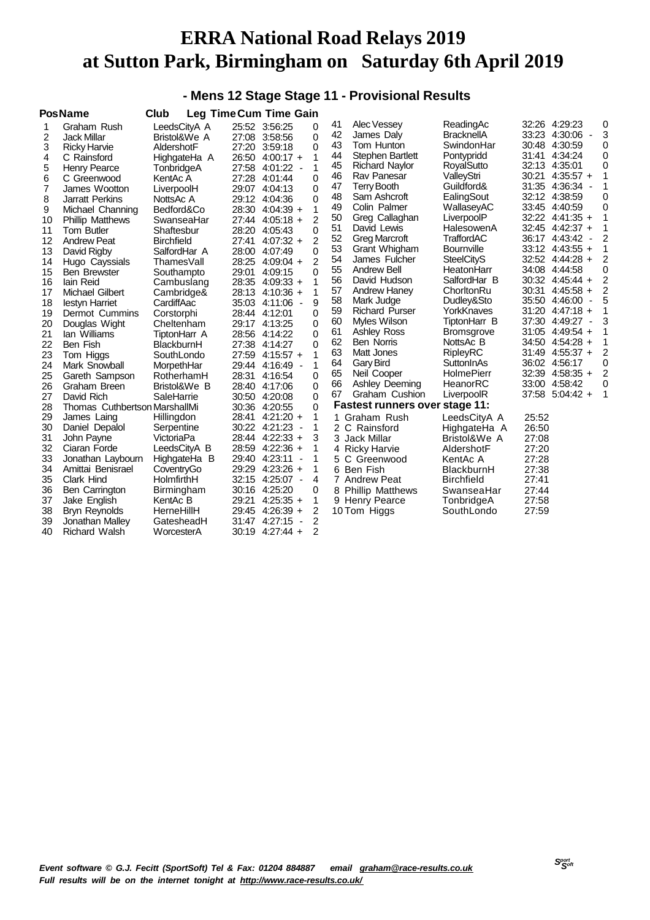# ERRA National Road Relays 2019
# at Sutton Park, Birmingham on Saturday 6th April 2019

## - Mens 12 Stage Stage 11 - Provisional Results

| Pos | Name | Club | Leg Time | Cum Time | | Gain |
|---|---|---|---|---|---|---|
| 1 | Graham Rush | LeedsCityA A | 25:52 | 3:56:25 | | 0 |
| 2 | Jack Millar | Bristol&We A | 27:08 | 3:58:56 | | 0 |
| 3 | Ricky Harvie | AldershotF | 27:20 | 3:59:18 | | 0 |
| 4 | C Rainsford | HighgateHa A | 26:50 | 4:00:17 | + | 1 |
| 5 | Henry Pearce | TonbridgeA | 27:58 | 4:01:22 | - | 1 |
| 6 | C Greenwood | KentAc A | 27:28 | 4:01:44 | | 0 |
| 7 | James Wootton | LiverpoolH | 29:07 | 4:04:13 | | 0 |
| 8 | Jarratt Perkins | NottsAc A | 29:12 | 4:04:36 | | 0 |
| 9 | Michael Channing | Bedford&Co | 28:30 | 4:04:39 | + | 1 |
| 10 | Phillip Matthews | SwanseaHar | 27:44 | 4:05:18 | + | 2 |
| 11 | Tom Butler | Shaftesbur | 28:20 | 4:05:43 | | 0 |
| 12 | Andrew Peat | Birchfield | 27:41 | 4:07:32 | + | 2 |
| 13 | David Rigby | SalfordHar A | 28:00 | 4:07:49 | | 0 |
| 14 | Hugo Cayssials | ThamesVall | 28:25 | 4:09:04 | + | 2 |
| 15 | Ben Brewster | Southampto | 29:01 | 4:09:15 | | 0 |
| 16 | Iain Reid | Cambuslang | 28:35 | 4:09:33 | + | 1 |
| 17 | Michael Gilbert | Cambridge& | 28:13 | 4:10:36 | + | 1 |
| 18 | Iestyn Harriet | CardiffAac | 35:03 | 4:11:06 | - | 9 |
| 19 | Dermot Cummins | Corstorphi | 28:44 | 4:12:01 | | 0 |
| 20 | Douglas Wight | Cheltenham | 29:17 | 4:13:25 | | 0 |
| 21 | Ian Williams | TiptonHarr A | 28:56 | 4:14:22 | | 0 |
| 22 | Ben Fish | BlackburnH | 27:38 | 4:14:27 | | 0 |
| 23 | Tom Higgs | SouthLondo | 27:59 | 4:15:57 | + | 1 |
| 24 | Mark Snowball | MorpethHar | 29:44 | 4:16:49 | - | 1 |
| 25 | Gareth Sampson | RotherhamH | 28:31 | 4:16:54 | | 0 |
| 26 | Graham Breen | Bristol&We B | 28:40 | 4:17:06 | | 0 |
| 27 | David Rich | SaleHarrie | 30:50 | 4:20:08 | | 0 |
| 28 | Thomas Cuthbertson | MarshallMi | 30:36 | 4:20:55 | | 0 |
| 29 | James Laing | Hillingdon | 28:41 | 4:21:20 | + | 1 |
| 30 | Daniel Depalol | Serpentine | 30:22 | 4:21:23 | - | 1 |
| 31 | John Payne | VictoriaPa | 28:44 | 4:22:33 | + | 3 |
| 32 | Ciaran Forde | LeedsCityA B | 28:59 | 4:22:36 | + | 1 |
| 33 | Jonathan Laybourn | HighgateHa B | 29:40 | 4:23:11 | - | 1 |
| 34 | Amittai Benisrael | CoventryGo | 29:29 | 4:23:26 | + | 1 |
| 35 | Clark Hind | HolmfirthH | 32:15 | 4:25:07 | - | 4 |
| 36 | Ben Carrington | Birmingham | 30:16 | 4:25:20 | | 0 |
| 37 | Jake English | KentAc B | 29:21 | 4:25:35 | + | 1 |
| 38 | Bryn Reynolds | HerneHillH | 29:45 | 4:26:39 | + | 2 |
| 39 | Jonathan Malley | GatesheadH | 31:47 | 4:27:15 | - | 2 |
| 40 | Richard Walsh | WorcesterA | 30:19 | 4:27:44 | + | 2 |
| 41 | Alec Vessey | ReadingAc | 32:26 | 4:29:23 | | 0 |
| 42 | James Daly | BracknellA | 33:23 | 4:30:06 | - | 3 |
| 43 | Tom Hunton | SwindonHar | 30:48 | 4:30:59 | | 0 |
| 44 | Stephen Bartlett | Pontypridd | 31:41 | 4:34:24 | | 0 |
| 45 | Richard Naylor | RoyalSutto | 32:13 | 4:35:01 | | 0 |
| 46 | Rav Panesar | ValleyStri | 30:21 | 4:35:57 | + | 1 |
| 47 | Terry Booth | Guildford& | 31:35 | 4:36:34 | - | 1 |
| 48 | Sam Ashcroft | EalingSout | 32:12 | 4:38:59 | | 0 |
| 49 | Colin Palmer | WallaseyAC | 33:45 | 4:40:59 | | 0 |
| 50 | Greg Callaghan | LiverpoolP | 32:22 | 4:41:35 | + | 1 |
| 51 | David Lewis | HalesowenA | 32:45 | 4:42:37 | + | 1 |
| 52 | Greg Marcroft | TraffordAC | 36:17 | 4:43:42 | - | 2 |
| 53 | Grant Whigham | Bournville | 33:12 | 4:43:55 | + | 1 |
| 54 | James Fulcher | SteelCityS | 32:52 | 4:44:28 | + | 2 |
| 55 | Andrew Bell | HeatonHarr | 34:08 | 4:44:58 | | 0 |
| 56 | David Hudson | SalfordHar B | 30:32 | 4:45:44 | + | 2 |
| 57 | Andrew Haney | ChorltonRu | 30:31 | 4:45:58 | + | 2 |
| 58 | Mark Judge | Dudley&Sto | 35:50 | 4:46:00 | - | 5 |
| 59 | Richard Purser | YorkKnaves | 31:20 | 4:47:18 | + | 1 |
| 60 | Myles Wilson | TiptonHarr B | 37:30 | 4:49:27 | - | 3 |
| 61 | Ashley Ross | Bromsgrove | 31:05 | 4:49:54 | + | 1 |
| 62 | Ben Norris | NottsAc B | 34:50 | 4:54:28 | + | 1 |
| 63 | Matt Jones | RipleyRC | 31:49 | 4:55:37 | + | 2 |
| 64 | Gary Bird | SuttonInAs | 36:02 | 4:56:17 | | 0 |
| 65 | Neil Cooper | HolmePierr | 32:39 | 4:58:35 | + | 2 |
| 66 | Ashley Deeming | HeanorRC | 33:00 | 4:58:42 | | 0 |
| 67 | Graham Cushion | LiverpoolR | 37:58 | 5:04:42 | + | 1 |

### Fastest runners over stage 11:

| | Name | Club | Time |
|---|---|---|---|
| 1 | Graham Rush | LeedsCityA A | 25:52 |
| 2 | C Rainsford | HighgateHa A | 26:50 |
| 3 | Jack Millar | Bristol&We A | 27:08 |
| 4 | Ricky Harvie | AldershotF | 27:20 |
| 5 | C Greenwood | KentAc A | 27:28 |
| 6 | Ben Fish | BlackburnH | 27:38 |
| 7 | Andrew Peat | Birchfield | 27:41 |
| 8 | Phillip Matthews | SwanseaHar | 27:44 |
| 9 | Henry Pearce | TonbridgeA | 27:58 |
| 10 | Tom Higgs | SouthLondo | 27:59 |

*Event software © G.J. Fecitt (SportSoft) Tel & Fax: 01204 884887 email graham@race-results.co.uk*
*Full results will be on the internet tonight at http://www.race-results.co.uk/*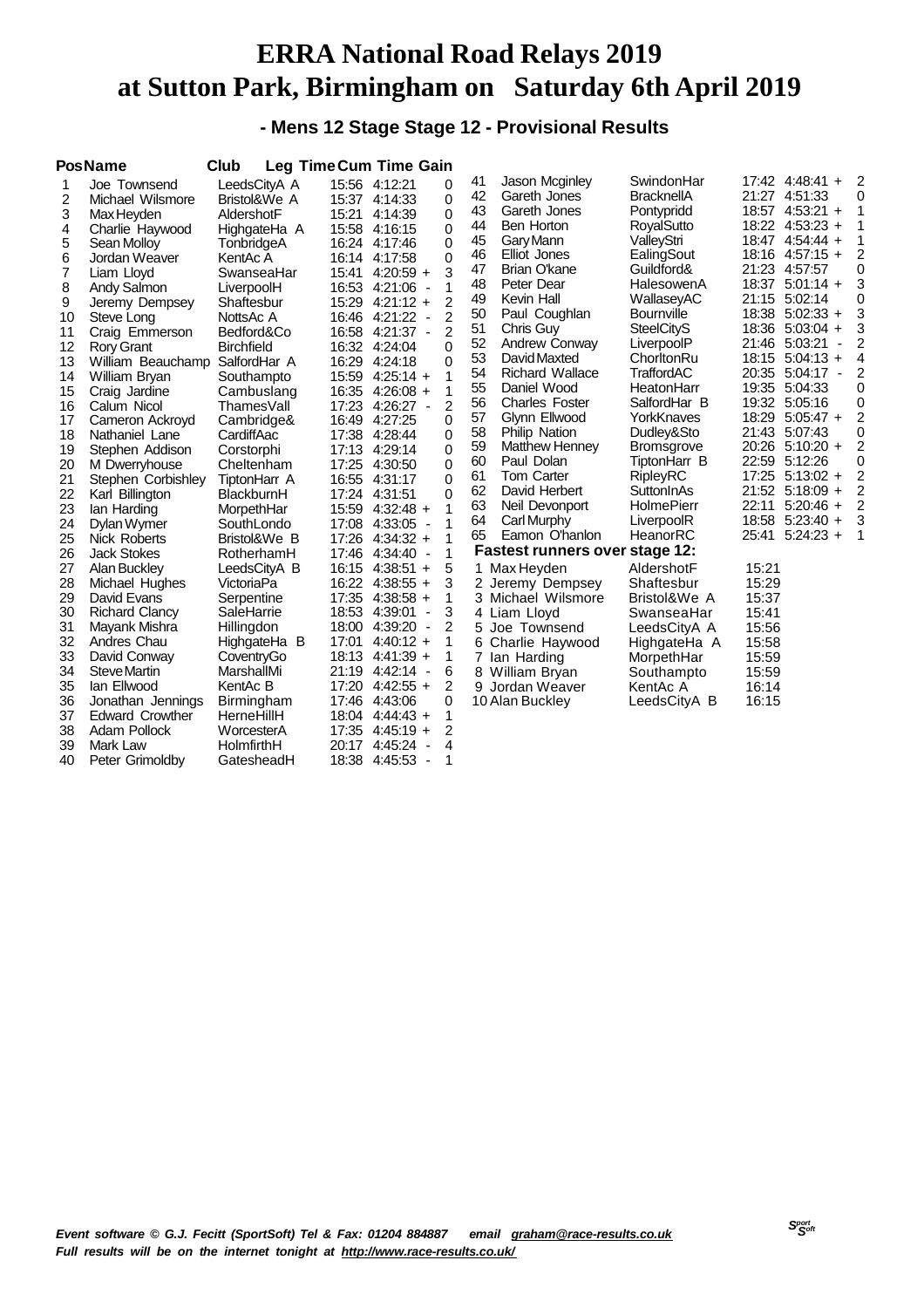# ERRA National Road Relays 2019
# at Sutton Park, Birmingham on Saturday 6th April 2019

### - Mens 12 Stage Stage 12 - Provisional Results

| Pos | Name | Club | Leg Time | Cum Time | Gain |
|---|---|---|---|---|---|
| 1 | Joe Townsend | LeedsCityA A | 15:56 | 4:12:21 | 0 |
| 2 | Michael Wilsmore | Bristol&We A | 15:37 | 4:14:33 | 0 |
| 3 | Max Heyden | AldershotF | 15:21 | 4:14:39 | 0 |
| 4 | Charlie Haywood | HighgateHa A | 15:58 | 4:16:15 | 0 |
| 5 | Sean Molloy | TonbridgeA | 16:24 | 4:17:46 | 0 |
| 6 | Jordan Weaver | KentAc A | 16:14 | 4:17:58 | 0 |
| 7 | Liam Lloyd | SwanseaHar | 15:41 | 4:20:59 + | 3 |
| 8 | Andy Salmon | LiverpoolH | 16:53 | 4:21:06 - | 1 |
| 9 | Jeremy Dempsey | Shaftesbur | 15:29 | 4:21:12 + | 2 |
| 10 | Steve Long | NottsAc A | 16:46 | 4:21:22 - | 2 |
| 11 | Craig Emmerson | Bedford&Co | 16:58 | 4:21:37 - | 2 |
| 12 | Rory Grant | Birchfield | 16:32 | 4:24:04 | 0 |
| 13 | William Beauchamp | SalfordHar A | 16:29 | 4:24:18 | 0 |
| 14 | William Bryan | Southampto | 15:59 | 4:25:14 + | 1 |
| 15 | Craig Jardine | Cambuslang | 16:35 | 4:26:08 + | 1 |
| 16 | Calum Nicol | ThamesVall | 17:23 | 4:26:27 - | 2 |
| 17 | Cameron Ackroyd | Cambridge& | 16:49 | 4:27:25 | 0 |
| 18 | Nathaniel Lane | CardiffAac | 17:38 | 4:28:44 | 0 |
| 19 | Stephen Addison | Corstorphi | 17:13 | 4:29:14 | 0 |
| 20 | M Dwerryhouse | Cheltenham | 17:25 | 4:30:50 | 0 |
| 21 | Stephen Corbishley | TiptonHarr A | 16:55 | 4:31:17 | 0 |
| 22 | Karl Billington | BlackburnH | 17:24 | 4:31:51 | 0 |
| 23 | Ian Harding | MorpethHar | 15:59 | 4:32:48 + | 1 |
| 24 | Dylan Wymer | SouthLondo | 17:08 | 4:33:05 - | 1 |
| 25 | Nick Roberts | Bristol&We B | 17:26 | 4:34:32 + | 1 |
| 26 | Jack Stokes | RotherhamH | 17:46 | 4:34:40 - | 1 |
| 27 | Alan Buckley | LeedsCityA B | 16:15 | 4:38:51 + | 5 |
| 28 | Michael Hughes | VictoriaPa | 16:22 | 4:38:55 + | 3 |
| 29 | David Evans | Serpentine | 17:35 | 4:38:58 + | 1 |
| 30 | Richard Clancy | SaleHarrie | 18:53 | 4:39:01 - | 3 |
| 31 | Mayank Mishra | Hillingdon | 18:00 | 4:39:20 - | 2 |
| 32 | Andres Chau | HighgateHa B | 17:01 | 4:40:12 + | 1 |
| 33 | David Conway | CoventryGo | 18:13 | 4:41:39 + | 1 |
| 34 | Steve Martin | MarshallMi | 21:19 | 4:42:14 - | 6 |
| 35 | Ian Ellwood | KentAc B | 17:20 | 4:42:55 + | 2 |
| 36 | Jonathan Jennings | Birmingham | 17:46 | 4:43:06 | 0 |
| 37 | Edward Crowther | HerneHillH | 18:04 | 4:44:43 + | 1 |
| 38 | Adam Pollock | WorcesterA | 17:35 | 4:45:19 + | 2 |
| 39 | Mark Law | HolmfirthH | 20:17 | 4:45:24 - | 4 |
| 40 | Peter Grimoldby | GatesheadH | 18:38 | 4:45:53 - | 1 |
| 41 | Jason Mcginley | SwindonHar | 17:42 | 4:48:41 + | 2 |
| 42 | Gareth Jones | BracknellA | 21:27 | 4:51:33 | 0 |
| 43 | Gareth Jones | Pontypridd | 18:57 | 4:53:21 + | 1 |
| 44 | Ben Horton | RoyalSutto | 18:22 | 4:53:23 + | 1 |
| 45 | Gary Mann | ValleyStri | 18:47 | 4:54:44 + | 1 |
| 46 | Elliot Jones | EalingSout | 18:16 | 4:57:15 + | 2 |
| 47 | Brian O'kane | Guildford& | 21:23 | 4:57:57 | 0 |
| 48 | Peter Dear | HalesowenA | 18:37 | 5:01:14 + | 3 |
| 49 | Kevin Hall | WallaseyAC | 21:15 | 5:02:14 | 0 |
| 50 | Paul Coughlan | Bournville | 18:38 | 5:02:33 + | 3 |
| 51 | Chris Guy | SteelCityS | 18:36 | 5:03:04 + | 3 |
| 52 | Andrew Conway | LiverpoolP | 21:46 | 5:03:21 - | 2 |
| 53 | David Maxted | ChorltonRu | 18:15 | 5:04:13 + | 4 |
| 54 | Richard Wallace | TraffordAC | 20:35 | 5:04:17 - | 2 |
| 55 | Daniel Wood | HeatonHarr | 19:35 | 5:04:33 | 0 |
| 56 | Charles Foster | SalfordHar B | 19:32 | 5:05:16 | 0 |
| 57 | Glynn Ellwood | YorkKnaves | 18:29 | 5:05:47 + | 2 |
| 58 | Philip Nation | Dudley&Sto | 21:43 | 5:07:43 | 0 |
| 59 | Matthew Henney | Bromsgrove | 20:26 | 5:10:20 + | 2 |
| 60 | Paul Dolan | TiptonHarr B | 22:59 | 5:12:26 | 0 |
| 61 | Tom Carter | RipleyRC | 17:25 | 5:13:02 + | 2 |
| 62 | David Herbert | SuttonInAs | 21:52 | 5:18:09 + | 2 |
| 63 | Neil Devonport | HolmePierr | 22:11 | 5:20:46 + | 2 |
| 64 | Carl Murphy | LiverpoolR | 18:58 | 5:23:40 + | 3 |
| 65 | Eamon O'hanlon | HeanorRC | 25:41 | 5:24:23 + | 1 |

**Fastest runners over stage 12:**

| | Name | Club | Time |
|---|---|---|---|
| 1 | Max Heyden | AldershotF | 15:21 |
| 2 | Jeremy Dempsey | Shaftesbur | 15:29 |
| 3 | Michael Wilsmore | Bristol&We A | 15:37 |
| 4 | Liam Lloyd | SwanseaHar | 15:41 |
| 5 | Joe Townsend | LeedsCityA A | 15:56 |
| 6 | Charlie Haywood | HighgateHa A | 15:58 |
| 7 | Ian Harding | MorpethHar | 15:59 |
| 8 | William Bryan | Southampto | 15:59 |
| 9 | Jordan Weaver | KentAc A | 16:14 |
| 10 | Alan Buckley | LeedsCityA B | 16:15 |

*Event software © G.J. Fecitt (SportSoft) Tel & Fax: 01204 884887 email graham@race-results.co.uk*
*Full results will be on the internet tonight at http://www.race-results.co.uk/*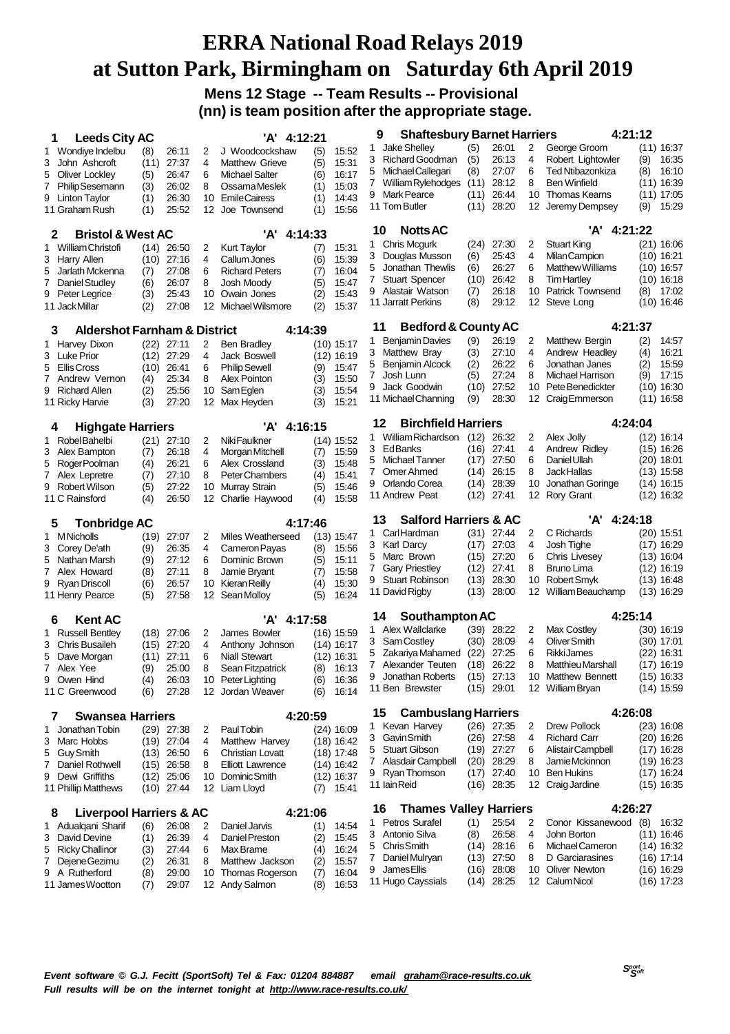# ERRA National Road Relays 2019
# at Sutton Park, Birmingham on Saturday 6th April 2019

**Mens 12 Stage -- Team Results -- Provisional**
**(nn) is team position after the appropriate stage.**

### 1 Leeds City AC 'A' 4:12:21

| Leg | Runner | Pos | Time | Leg | Runner | Pos | Time |
|---|---|---|---|---|---|---|---|
| 1 | Wondiye Indelbu | (8) | 26:11 | 2 | J Woodcockshaw | (5) | 15:52 |
| 3 | John Ashcroft | (11) | 27:37 | 4 | Matthew Grieve | (5) | 15:31 |
| 5 | Oliver Lockley | (5) | 26:47 | 6 | Michael Salter | (6) | 16:17 |
| 7 | Philip Sesemann | (3) | 26:02 | 8 | Ossama Meslek | (1) | 15:03 |
| 9 | Linton Taylor | (1) | 26:30 | 10 | Emile Cairess | (1) | 14:43 |
| 11 | Graham Rush | (1) | 25:52 | 12 | Joe Townsend | (1) | 15:56 |

### 2 Bristol & West AC 'A' 4:14:33

| Leg | Runner | Pos | Time | Leg | Runner | Pos | Time |
|---|---|---|---|---|---|---|---|
| 1 | William Christofi | (14) | 26:50 | 2 | Kurt Taylor | (7) | 15:31 |
| 3 | Harry Allen | (10) | 27:16 | 4 | Callum Jones | (6) | 15:39 |
| 5 | Jarlath Mckenna | (7) | 27:08 | 6 | Richard Peters | (7) | 16:04 |
| 7 | Daniel Studley | (6) | 26:07 | 8 | Josh Moody | (5) | 15:47 |
| 9 | Peter Legrice | (3) | 25:43 | 10 | Owain Jones | (2) | 15:43 |
| 11 | Jack Millar | (2) | 27:08 | 12 | Michael Wilsmore | (2) | 15:37 |

### 3 Aldershot Farnham & District 4:14:39

| Leg | Runner | Pos | Time | Leg | Runner | Pos | Time |
|---|---|---|---|---|---|---|---|
| 1 | Harvey Dixon | (22) | 27:11 | 2 | Ben Bradley | (10) | 15:17 |
| 3 | Luke Prior | (12) | 27:29 | 4 | Jack Boswell | (12) | 16:19 |
| 5 | Ellis Cross | (10) | 26:41 | 6 | Philip Sewell | (9) | 15:47 |
| 7 | Andrew Vernon | (4) | 25:34 | 8 | Alex Pointon | (3) | 15:50 |
| 9 | Richard Allen | (2) | 25:56 | 10 | Sam Eglen | (3) | 15:54 |
| 11 | Ricky Harvie | (3) | 27:20 | 12 | Max Heyden | (3) | 15:21 |

### 4 Highgate Harriers 'A' 4:16:15

| Leg | Runner | Pos | Time | Leg | Runner | Pos | Time |
|---|---|---|---|---|---|---|---|
| 1 | Robel Bahelbi | (21) | 27:10 | 2 | Niki Faulkner | (14) | 15:52 |
| 3 | Alex Bampton | (7) | 26:18 | 4 | Morgan Mitchell | (7) | 15:59 |
| 5 | Roger Poolman | (4) | 26:21 | 6 | Alex Crossland | (3) | 15:48 |
| 7 | Alex Lepretre | (7) | 27:10 | 8 | Peter Chambers | (4) | 15:41 |
| 9 | Robert Wilson | (5) | 27:22 | 10 | Murray Strain | (5) | 15:46 |
| 11 | C Rainsford | (4) | 26:50 | 12 | Charlie Haywood | (4) | 15:58 |

### 5 Tonbridge AC 4:17:46

| Leg | Runner | Pos | Time | Leg | Runner | Pos | Time |
|---|---|---|---|---|---|---|---|
| 1 | M Nicholls | (19) | 27:07 | 2 | Miles Weatherseed | (13) | 15:47 |
| 3 | Corey De'ath | (9) | 26:35 | 4 | Cameron Payas | (8) | 15:56 |
| 5 | Nathan Marsh | (9) | 27:12 | 6 | Dominic Brown | (5) | 15:11 |
| 7 | Alex Howard | (8) | 27:11 | 8 | Jamie Bryant | (7) | 15:58 |
| 9 | Ryan Driscoll | (6) | 26:57 | 10 | Kieran Reilly | (4) | 15:30 |
| 11 | Henry Pearce | (5) | 27:58 | 12 | Sean Molloy | (5) | 16:24 |

### 6 Kent AC 'A' 4:17:58

| Leg | Runner | Pos | Time | Leg | Runner | Pos | Time |
|---|---|---|---|---|---|---|---|
| 1 | Russell Bentley | (18) | 27:06 | 2 | James Bowler | (16) | 15:59 |
| 3 | Chris Busaileh | (15) | 27:20 | 4 | Anthony Johnson | (14) | 16:17 |
| 5 | Dave Morgan | (11) | 27:11 | 6 | Niall Stewart | (12) | 16:31 |
| 7 | Alex Yee | (9) | 25:00 | 8 | Sean Fitzpatrick | (8) | 16:13 |
| 9 | Owen Hind | (4) | 26:03 | 10 | Peter Lighting | (6) | 16:36 |
| 11 | C Greenwood | (6) | 27:28 | 12 | Jordan Weaver | (6) | 16:14 |

### 7 Swansea Harriers 4:20:59

| Leg | Runner | Pos | Time | Leg | Runner | Pos | Time |
|---|---|---|---|---|---|---|---|
| 1 | Jonathan Tobin | (29) | 27:38 | 2 | Paul Tobin | (24) | 16:09 |
| 3 | Marc Hobbs | (19) | 27:04 | 4 | Matthew Harvey | (18) | 16:42 |
| 5 | Guy Smith | (13) | 26:50 | 6 | Christian Lovatt | (18) | 17:48 |
| 7 | Daniel Rothwell | (15) | 26:58 | 8 | Elliott Lawrence | (14) | 16:42 |
| 9 | Dewi Griffiths | (12) | 25:06 | 10 | Dominic Smith | (12) | 16:37 |
| 11 | Phillip Matthews | (10) | 27:44 | 12 | Liam Lloyd | (7) | 15:41 |

### 8 Liverpool Harriers & AC 4:21:06

| Leg | Runner | Pos | Time | Leg | Runner | Pos | Time |
|---|---|---|---|---|---|---|---|
| 1 | Adualqani Sharif | (6) | 26:08 | 2 | Daniel Jarvis | (1) | 14:54 |
| 3 | David Devine | (1) | 26:39 | 4 | Daniel Preston | (2) | 15:45 |
| 5 | Ricky Challinor | (3) | 27:44 | 6 | Max Brame | (4) | 16:24 |
| 7 | Dejene Gezimu | (2) | 26:31 | 8 | Matthew Jackson | (2) | 15:57 |
| 9 | A Rutherford | (8) | 29:00 | 10 | Thomas Rogerson | (7) | 16:04 |
| 11 | James Wootton | (7) | 29:07 | 12 | Andy Salmon | (8) | 16:53 |

### 9 Shaftesbury Barnet Harriers 4:21:12

| Leg | Runner | Pos | Time | Leg | Runner | Pos | Time |
|---|---|---|---|---|---|---|---|
| 1 | Jake Shelley | (5) | 26:01 | 2 | George Groom | (11) | 16:37 |
| 3 | Richard Goodman | (5) | 26:13 | 4 | Robert Lightowler | (9) | 16:35 |
| 5 | Michael Callegari | (8) | 27:07 | 6 | Ted Ntibazonkiza | (8) | 16:10 |
| 7 | William Rylehodges | (11) | 28:12 | 8 | Ben Winfield | (11) | 16:39 |
| 9 | Mark Pearce | (11) | 26:44 | 10 | Thomas Kearns | (11) | 17:05 |
| 11 | Tom Butler | (11) | 28:20 | 12 | Jeremy Dempsey | (9) | 15:29 |

### 10 Notts AC 'A' 4:21:22

| Leg | Runner | Pos | Time | Leg | Runner | Pos | Time |
|---|---|---|---|---|---|---|---|
| 1 | Chris Mcgurk | (24) | 27:30 | 2 | Stuart King | (21) | 16:06 |
| 3 | Douglas Musson | (6) | 25:43 | 4 | Milan Campion | (10) | 16:21 |
| 5 | Jonathan Thewlis | (6) | 26:27 | 6 | Matthew Williams | (10) | 16:57 |
| 7 | Stuart Spencer | (10) | 26:42 | 8 | Tim Hartley | (10) | 16:18 |
| 9 | Alastair Watson | (7) | 26:18 | 10 | Patrick Townsend | (8) | 17:02 |
| 11 | Jarratt Perkins | (8) | 29:12 | 12 | Steve Long | (10) | 16:46 |

### 11 Bedford & County AC 4:21:37

| Leg | Runner | Pos | Time | Leg | Runner | Pos | Time |
|---|---|---|---|---|---|---|---|
| 1 | Benjamin Davies | (9) | 26:19 | 2 | Matthew Bergin | (2) | 14:57 |
| 3 | Matthew Bray | (3) | 27:10 | 4 | Andrew Headley | (4) | 16:21 |
| 5 | Benjamin Alcock | (2) | 26:22 | 6 | Jonathan Janes | (2) | 15:59 |
| 7 | Josh Lunn | (5) | 27:24 | 8 | Michael Harrison | (9) | 17:15 |
| 9 | Jack Goodwin | (10) | 27:52 | 10 | Pete Benedickter | (10) | 16:30 |
| 11 | Michael Channing | (9) | 28:30 | 12 | Craig Emmerson | (11) | 16:58 |

### 12 Birchfield Harriers 4:24:04

| Leg | Runner | Pos | Time | Leg | Runner | Pos | Time |
|---|---|---|---|---|---|---|---|
| 1 | William Richardson | (12) | 26:32 | 2 | Alex Jolly | (12) | 16:14 |
| 3 | Ed Banks | (16) | 27:41 | 4 | Andrew Ridley | (15) | 16:26 |
| 5 | Michael Tanner | (17) | 27:50 | 6 | Daniel Ullah | (20) | 18:01 |
| 7 | Omer Ahmed | (14) | 26:15 | 8 | Jack Hallas | (13) | 15:58 |
| 9 | Orlando Corea | (14) | 28:39 | 10 | Jonathan Goringe | (14) | 16:15 |
| 11 | Andrew Peat | (12) | 27:41 | 12 | Rory Grant | (12) | 16:32 |

### 13 Salford Harriers & AC 'A' 4:24:18

| Leg | Runner | Pos | Time | Leg | Runner | Pos | Time |
|---|---|---|---|---|---|---|---|
| 1 | Carl Hardman | (31) | 27:44 | 2 | C Richards | (20) | 15:51 |
| 3 | Karl Darcy | (17) | 27:03 | 4 | Josh Tighe | (17) | 16:29 |
| 5 | Marc Brown | (15) | 27:20 | 6 | Chris Livesey | (13) | 16:04 |
| 7 | Gary Priestley | (12) | 27:41 | 8 | Bruno Lima | (12) | 16:19 |
| 9 | Stuart Robinson | (13) | 28:30 | 10 | Robert Smyk | (13) | 16:48 |
| 11 | David Rigby | (13) | 28:00 | 12 | William Beauchamp | (13) | 16:29 |

### 14 Southampton AC 4:25:14

| Leg | Runner | Pos | Time | Leg | Runner | Pos | Time |
|---|---|---|---|---|---|---|---|
| 1 | Alex Wallclarke | (39) | 28:22 | 2 | Max Costley | (30) | 16:19 |
| 3 | Sam Costley | (30) | 28:09 | 4 | Oliver Smith | (30) | 17:01 |
| 5 | Zakariya Mahamed | (22) | 27:25 | 6 | Rikki James | (22) | 16:31 |
| 7 | Alexander Teuten | (18) | 26:22 | 8 | Matthieu Marshall | (17) | 16:19 |
| 9 | Jonathan Roberts | (15) | 27:13 | 10 | Matthew Bennett | (15) | 16:33 |
| 11 | Ben Brewster | (15) | 29:01 | 12 | William Bryan | (14) | 15:59 |

### 15 Cambuslang Harriers 4:26:08

| Leg | Runner | Pos | Time | Leg | Runner | Pos | Time |
|---|---|---|---|---|---|---|---|
| 1 | Kevan Harvey | (26) | 27:35 | 2 | Drew Pollock | (23) | 16:08 |
| 3 | Gavin Smith | (26) | 27:58 | 4 | Richard Carr | (20) | 16:26 |
| 5 | Stuart Gibson | (19) | 27:27 | 6 | Alistair Campbell | (17) | 16:28 |
| 7 | Alasdair Campbell | (20) | 28:29 | 8 | Jamie Mckinnon | (19) | 16:23 |
| 9 | Ryan Thomson | (17) | 27:40 | 10 | Ben Hukins | (17) | 16:24 |
| 11 | Iain Reid | (16) | 28:35 | 12 | Craig Jardine | (15) | 16:35 |

### 16 Thames Valley Harriers 4:26:27

| Leg | Runner | Pos | Time | Leg | Runner | Pos | Time |
|---|---|---|---|---|---|---|---|
| 1 | Petros Surafel | (1) | 25:54 | 2 | Conor Kissanewood | (8) | 16:32 |
| 3 | Antonio Silva | (8) | 26:58 | 4 | John Borton | (11) | 16:46 |
| 5 | Chris Smith | (14) | 28:16 | 6 | Michael Cameron | (14) | 16:32 |
| 7 | Daniel Mulryan | (13) | 27:50 | 8 | D Garciarasines | (16) | 17:14 |
| 9 | James Ellis | (16) | 28:08 | 10 | Oliver Newton | (16) | 16:29 |
| 11 | Hugo Cayssials | (14) | 28:25 | 12 | Calum Nicol | (16) | 17:23 |

*Event software © G.J. Fecitt (SportSoft) Tel & Fax: 01204 884887 email graham@race-results.co.uk*
*Full results will be on the internet tonight at http://www.race-results.co.uk/*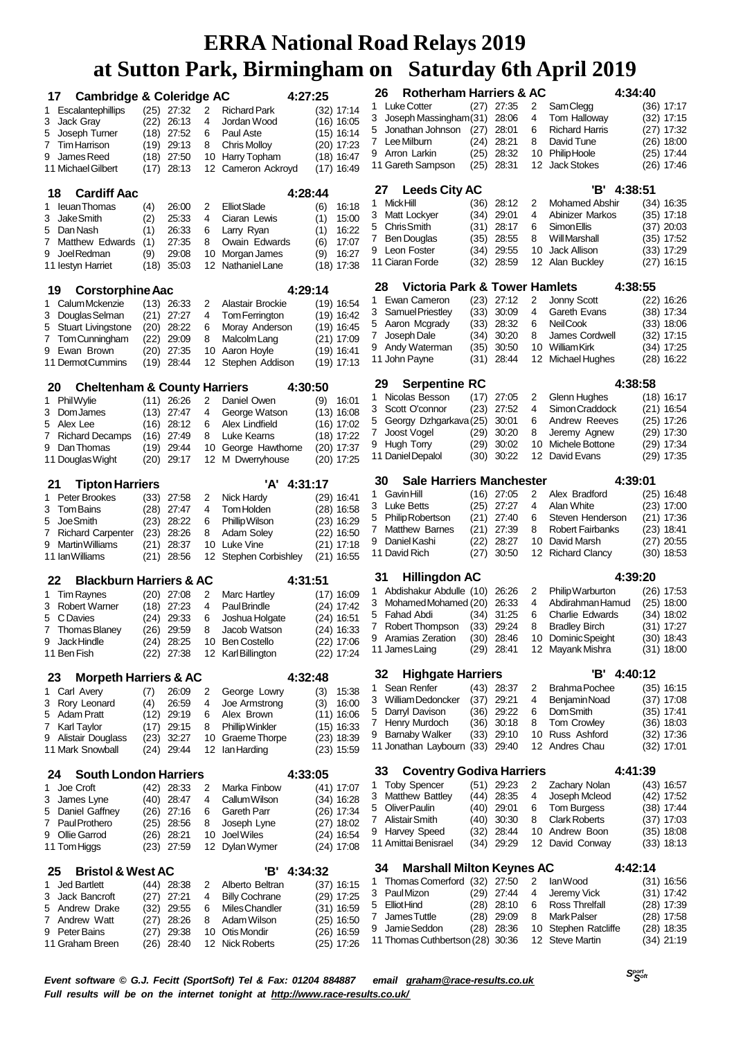# ERRA National Road Relays 2019
# at Sutton Park, Birmingham on Saturday 6th April 2019

**17 Cambridge & Coleridge AC** 4:27:25

| Leg | Name | Pos | Time | Leg | Name | Pos | Time |
|---|---|---|---|---|---|---|---|
| 1 | Escalantephillips | (25) | 27:32 | 2 | Richard Park | (32) | 17:14 |
| 3 | Jack Gray | (22) | 26:13 | 4 | Jordan Wood | (16) | 16:05 |
| 5 | Joseph Turner | (18) | 27:52 | 6 | Paul Aste | (15) | 16:14 |
| 7 | Tim Harrison | (19) | 29:13 | 8 | Chris Molloy | (20) | 17:23 |
| 9 | James Reed | (18) | 27:50 | 10 | Harry Topham | (18) | 16:47 |
| 11 | Michael Gilbert | (17) | 28:13 | 12 | Cameron Ackroyd | (17) | 16:49 |

**18 Cardiff Aac** 4:28:44

| Leg | Name | Pos | Time | Leg | Name | Pos | Time |
|---|---|---|---|---|---|---|---|
| 1 | Ieuan Thomas | (4) | 26:00 | 2 | Elliot Slade | (6) | 16:18 |
| 3 | Jake Smith | (2) | 25:33 | 4 | Ciaran Lewis | (1) | 15:00 |
| 5 | Dan Nash | (1) | 26:33 | 6 | Larry Ryan | (1) | 16:22 |
| 7 | Matthew Edwards | (1) | 27:35 | 8 | Owain Edwards | (6) | 17:07 |
| 9 | Joel Redman | (9) | 29:08 | 10 | Morgan James | (9) | 16:27 |
| 11 | Iestyn Harriet | (18) | 35:03 | 12 | Nathaniel Lane | (18) | 17:38 |

**19 Corstorphine Aac** 4:29:14

| Leg | Name | Pos | Time | Leg | Name | Pos | Time |
|---|---|---|---|---|---|---|---|
| 1 | Calum Mckenzie | (13) | 26:33 | 2 | Alastair Brockie | (19) | 16:54 |
| 3 | Douglas Selman | (21) | 27:27 | 4 | Tom Ferrington | (19) | 16:42 |
| 5 | Stuart Livingstone | (20) | 28:22 | 6 | Moray Anderson | (19) | 16:45 |
| 7 | Tom Cunningham | (22) | 29:09 | 8 | Malcolm Lang | (21) | 17:09 |
| 9 | Ewan Brown | (20) | 27:35 | 10 | Aaron Hoyle | (19) | 16:41 |
| 11 | Dermot Cummins | (19) | 28:44 | 12 | Stephen Addison | (19) | 17:13 |

**20 Cheltenham & County Harriers** 4:30:50

| Leg | Name | Pos | Time | Leg | Name | Pos | Time |
|---|---|---|---|---|---|---|---|
| 1 | Phil Wylie | (11) | 26:26 | 2 | Daniel Owen | (9) | 16:01 |
| 3 | Dom James | (13) | 27:47 | 4 | George Watson | (13) | 16:08 |
| 5 | Alex Lee | (16) | 28:12 | 6 | Alex Lindfield | (16) | 17:02 |
| 7 | Richard Decamps | (16) | 27:49 | 8 | Luke Kearns | (18) | 17:22 |
| 9 | Dan Thomas | (19) | 29:44 | 10 | George Hawthorne | (20) | 17:37 |
| 11 | Douglas Wight | (20) | 29:17 | 12 | M Dwerryhouse | (20) | 17:25 |

**21 Tipton Harriers** 'A' 4:31:17

| Leg | Name | Pos | Time | Leg | Name | Pos | Time |
|---|---|---|---|---|---|---|---|
| 1 | Peter Brookes | (33) | 27:58 | 2 | Nick Hardy | (29) | 16:41 |
| 3 | Tom Bains | (28) | 27:47 | 4 | Tom Holden | (28) | 16:58 |
| 5 | Joe Smith | (23) | 28:22 | 6 | Phillip Wilson | (23) | 16:29 |
| 7 | Richard Carpenter | (23) | 28:26 | 8 | Adam Soley | (22) | 16:50 |
| 9 | Martin Williams | (21) | 28:37 | 10 | Luke Vine | (21) | 17:18 |
| 11 | Ian Williams | (21) | 28:56 | 12 | Stephen Corbishley | (21) | 16:55 |

**22 Blackburn Harriers & AC** 4:31:51

| Leg | Name | Pos | Time | Leg | Name | Pos | Time |
|---|---|---|---|---|---|---|---|
| 1 | Tim Raynes | (20) | 27:08 | 2 | Marc Hartley | (17) | 16:09 |
| 3 | Robert Warner | (18) | 27:23 | 4 | Paul Brindle | (24) | 17:42 |
| 5 | C Davies | (24) | 29:33 | 6 | Joshua Holgate | (24) | 16:51 |
| 7 | Thomas Blaney | (26) | 29:59 | 8 | Jacob Watson | (24) | 16:33 |
| 9 | Jack Hindle | (24) | 28:25 | 10 | Ben Costello | (22) | 17:06 |
| 11 | Ben Fish | (22) | 27:38 | 12 | Karl Billington | (22) | 17:24 |

**23 Morpeth Harriers & AC** 4:32:48

| Leg | Name | Pos | Time | Leg | Name | Pos | Time |
|---|---|---|---|---|---|---|---|
| 1 | Carl Avery | (7) | 26:09 | 2 | George Lowry | (3) | 15:38 |
| 3 | Rory Leonard | (4) | 26:59 | 4 | Joe Armstrong | (3) | 16:00 |
| 5 | Adam Pratt | (12) | 29:19 | 6 | Alex Brown | (11) | 16:06 |
| 7 | Karl Taylor | (17) | 29:15 | 8 | Phillip Winkler | (15) | 16:33 |
| 9 | Alistair Douglass | (23) | 32:27 | 10 | Graeme Thorpe | (23) | 18:39 |
| 11 | Mark Snowball | (24) | 29:44 | 12 | Ian Harding | (23) | 15:59 |

**24 South London Harriers** 4:33:05

| Leg | Name | Pos | Time | Leg | Name | Pos | Time |
|---|---|---|---|---|---|---|---|
| 1 | Joe Croft | (42) | 28:33 | 2 | Marka Finbow | (41) | 17:07 |
| 3 | James Lyne | (40) | 28:47 | 4 | Callum Wilson | (34) | 16:28 |
| 5 | Daniel Gaffney | (26) | 27:16 | 6 | Gareth Parr | (26) | 17:34 |
| 7 | Paul Prothero | (25) | 28:56 | 8 | Joseph Lyne | (27) | 18:02 |
| 9 | Ollie Garrod | (26) | 28:21 | 10 | Joel Wiles | (24) | 16:54 |
| 11 | Tom Higgs | (23) | 27:59 | 12 | Dylan Wymer | (24) | 17:08 |

**25 Bristol & West AC** 'B' 4:34:32

| Leg | Name | Pos | Time | Leg | Name | Pos | Time |
|---|---|---|---|---|---|---|---|
| 1 | Jed Bartlett | (44) | 28:38 | 2 | Alberto Beltran | (37) | 16:15 |
| 3 | Jack Bancroft | (27) | 27:21 | 4 | Billy Cochrane | (29) | 17:25 |
| 5 | Andrew Drake | (32) | 29:55 | 6 | Miles Chandler | (31) | 16:59 |
| 7 | Andrew Watt | (27) | 28:26 | 8 | Adam Wilson | (25) | 16:50 |
| 9 | Peter Bains | (27) | 29:38 | 10 | Otis Mondir | (26) | 16:59 |
| 11 | Graham Breen | (26) | 28:40 | 12 | Nick Roberts | (25) | 17:26 |

**26 Rotherham Harriers & AC** 4:34:40

| Leg | Name | Pos | Time | Leg | Name | Pos | Time |
|---|---|---|---|---|---|---|---|
| 1 | Luke Cotter | (27) | 27:35 | 2 | Sam Clegg | (36) | 17:17 |
| 3 | Joseph Massingham | (31) | 28:06 | 4 | Tom Halloway | (32) | 17:15 |
| 5 | Jonathan Johnson | (27) | 28:01 | 6 | Richard Harris | (27) | 17:32 |
| 7 | Lee Milburn | (24) | 28:21 | 8 | David Tune | (26) | 18:00 |
| 9 | Arron Larkin | (25) | 28:32 | 10 | Philip Hoole | (25) | 17:44 |
| 11 | Gareth Sampson | (25) | 28:31 | 12 | Jack Stokes | (26) | 17:46 |

**27 Leeds City AC** 'B' 4:38:51

| Leg | Name | Pos | Time | Leg | Name | Pos | Time |
|---|---|---|---|---|---|---|---|
| 1 | Mick Hill | (36) | 28:12 | 2 | Mohamed Abshir | (34) | 16:35 |
| 3 | Matt Lockyer | (34) | 29:01 | 4 | Abinizer Markos | (35) | 17:18 |
| 5 | Chris Smith | (31) | 28:17 | 6 | Simon Ellis | (37) | 20:03 |
| 7 | Ben Douglas | (35) | 28:55 | 8 | Will Marshall | (35) | 17:52 |
| 9 | Leon Foster | (34) | 29:55 | 10 | Jack Allison | (33) | 17:29 |
| 11 | Ciaran Forde | (32) | 28:59 | 12 | Alan Buckley | (27) | 16:15 |

**28 Victoria Park & Tower Hamlets** 4:38:55

| Leg | Name | Pos | Time | Leg | Name | Pos | Time |
|---|---|---|---|---|---|---|---|
| 1 | Ewan Cameron | (23) | 27:12 | 2 | Jonny Scott | (22) | 16:26 |
| 3 | Samuel Priestley | (33) | 30:09 | 4 | Gareth Evans | (38) | 17:34 |
| 5 | Aaron Mcgrady | (33) | 28:32 | 6 | Neil Cook | (33) | 18:06 |
| 7 | Joseph Dale | (34) | 30:20 | 8 | James Cordwell | (32) | 17:15 |
| 9 | Andy Waterman | (35) | 30:50 | 10 | William Kirk | (34) | 17:25 |
| 11 | John Payne | (31) | 28:44 | 12 | Michael Hughes | (28) | 16:22 |

**29 Serpentine RC** 4:38:58

| Leg | Name | Pos | Time | Leg | Name | Pos | Time |
|---|---|---|---|---|---|---|---|
| 1 | Nicolas Besson | (17) | 27:05 | 2 | Glenn Hughes | (18) | 16:17 |
| 3 | Scott O'connor | (23) | 27:52 | 4 | Simon Craddock | (21) | 16:54 |
| 5 | Georgy Dzhgarkava | (25) | 30:01 | 6 | Andrew Reeves | (25) | 17:26 |
| 7 | Joost Vogel | (29) | 30:20 | 8 | Jeremy Agnew | (29) | 17:30 |
| 9 | Hugh Torry | (29) | 30:02 | 10 | Michele Bottone | (29) | 17:34 |
| 11 | Daniel Depalol | (30) | 30:22 | 12 | David Evans | (29) | 17:35 |

**30 Sale Harriers Manchester** 4:39:01

| Leg | Name | Pos | Time | Leg | Name | Pos | Time |
|---|---|---|---|---|---|---|---|
| 1 | Gavin Hill | (16) | 27:05 | 2 | Alex Bradford | (25) | 16:48 |
| 3 | Luke Betts | (25) | 27:27 | 4 | Alan White | (23) | 17:00 |
| 5 | Philip Robertson | (21) | 27:40 | 6 | Steven Henderson | (21) | 17:36 |
| 7 | Matthew Barnes | (21) | 27:39 | 8 | Robert Fairbanks | (23) | 18:41 |
| 9 | Daniel Kashi | (22) | 28:27 | 10 | David Marsh | (27) | 20:55 |
| 11 | David Rich | (27) | 30:50 | 12 | Richard Clancy | (30) | 18:53 |

**31 Hillingdon AC** 4:39:20

| Leg | Name | Pos | Time | Leg | Name | Pos | Time |
|---|---|---|---|---|---|---|---|
| 1 | Abdishakur Abdulle | (10) | 26:26 | 2 | Philip Warburton | (26) | 17:53 |
| 3 | Mohamed Mohamed | (20) | 26:33 | 4 | Abdirahman Hamud | (25) | 18:00 |
| 5 | Fahad Abdi | (34) | 31:25 | 6 | Charlie Edwards | (34) | 18:02 |
| 7 | Robert Thompson | (33) | 29:24 | 8 | Bradley Birch | (31) | 17:27 |
| 9 | Aramias Zeration | (30) | 28:46 | 10 | Dominic Speight | (30) | 18:43 |
| 11 | James Laing | (29) | 28:41 | 12 | Mayank Mishra | (31) | 18:00 |

**32 Highgate Harriers** 'B' 4:40:12

| Leg | Name | Pos | Time | Leg | Name | Pos | Time |
|---|---|---|---|---|---|---|---|
| 1 | Sean Renfer | (43) | 28:37 | 2 | Brahma Pochee | (35) | 16:15 |
| 3 | William Dedoncker | (37) | 29:21 | 4 | Benjamin Noad | (37) | 17:08 |
| 5 | Darryl Davison | (36) | 29:22 | 6 | Dom Smith | (35) | 17:41 |
| 7 | Henry Murdoch | (36) | 30:18 | 8 | Tom Crowley | (36) | 18:03 |
| 9 | Barnaby Walker | (33) | 29:10 | 10 | Russ Ashford | (32) | 17:36 |
| 11 | Jonathan Laybourn | (33) | 29:40 | 12 | Andres Chau | (32) | 17:01 |

**33 Coventry Godiva Harriers** 4:41:39

| Leg | Name | Pos | Time | Leg | Name | Pos | Time |
|---|---|---|---|---|---|---|---|
| 1 | Toby Spencer | (51) | 29:23 | 2 | Zachary Nolan | (43) | 16:57 |
| 3 | Matthew Battley | (44) | 28:35 | 4 | Joseph Mcleod | (42) | 17:52 |
| 5 | Oliver Paulin | (40) | 29:01 | 6 | Tom Burgess | (38) | 17:44 |
| 7 | Alistair Smith | (40) | 30:30 | 8 | Clark Roberts | (37) | 17:03 |
| 9 | Harvey Speed | (32) | 28:44 | 10 | Andrew Boon | (35) | 18:08 |
| 11 | Amittai Benisrael | (34) | 29:29 | 12 | David Conway | (33) | 18:13 |

**34 Marshall Milton Keynes AC** 4:42:14

| Leg | Name | Pos | Time | Leg | Name | Pos | Time |
|---|---|---|---|---|---|---|---|
| 1 | Thomas Comerford | (32) | 27:50 | 2 | Ian Wood | (31) | 16:56 |
| 3 | Paul Mizon | (29) | 27:44 | 4 | Jeremy Vick | (31) | 17:42 |
| 5 | Elliot Hind | (28) | 28:10 | 6 | Ross Threlfall | (28) | 17:39 |
| 7 | James Tuttle | (28) | 29:09 | 8 | Mark Palser | (28) | 17:58 |
| 9 | Jamie Seddon | (28) | 28:36 | 10 | Stephen Ratcliffe | (28) | 18:35 |
| 11 | Thomas Cuthbertson | (28) | 30:36 | 12 | Steve Martin | (34) | 21:19 |

*Event software © G.J. Fecitt (SportSoft) Tel & Fax: 01204 884887 email graham@race-results.co.uk*
*Full results will be on the internet tonight at http://www.race-results.co.uk/*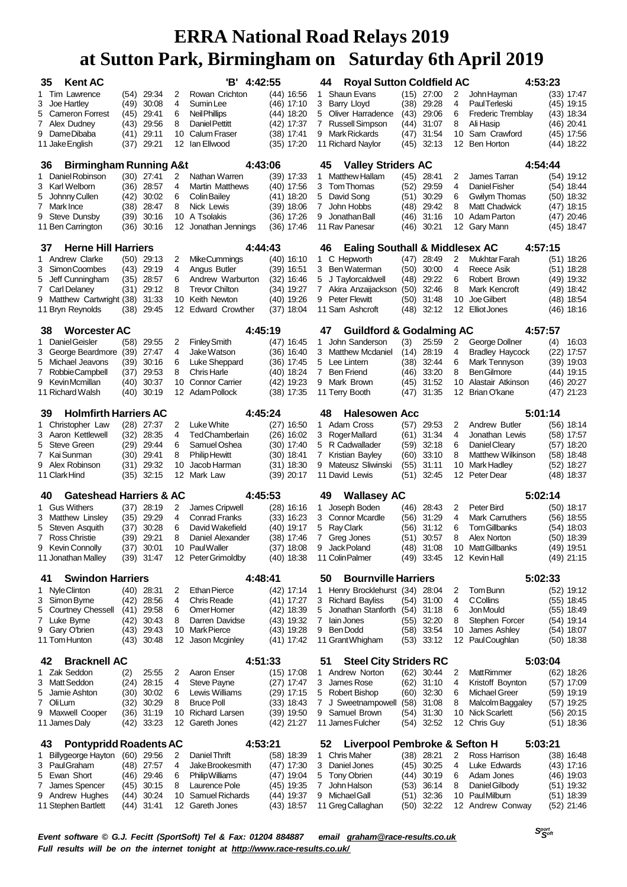# ERRA National Road Relays 2019
# at Sutton Park, Birmingham on Saturday 6th April 2019

### 35 Kent AC 'B' 4:42:55

| Leg | Name | Pos | Time | Leg | Name | Pos | Time |
|---|---|---|---|---|---|---|---|
| 1 | Tim Lawrence | (54) | 29:34 | 2 | Rowan Crichton | (44) | 16:56 |
| 3 | Joe Hartley | (49) | 30:08 | 4 | Sumin Lee | (46) | 17:10 |
| 5 | Cameron Forrest | (45) | 29:41 | 6 | Neil Phillips | (44) | 18:20 |
| 7 | Alex Dudney | (43) | 29:56 | 8 | Daniel Pettitt | (42) | 17:37 |
| 9 | Dame Dibaba | (41) | 29:11 | 10 | Calum Fraser | (38) | 17:41 |
| 11 | Jake English | (37) | 29:21 | 12 | Ian Ellwood | (35) | 17:20 |

### 36 Birmingham Running A&t 4:43:06

| Leg | Name | Pos | Time | Leg | Name | Pos | Time |
|---|---|---|---|---|---|---|---|
| 1 | Daniel Robinson | (30) | 27:41 | 2 | Nathan Warren | (39) | 17:33 |
| 3 | Karl Welborn | (36) | 28:57 | 4 | Martin Matthews | (40) | 17:56 |
| 5 | Johnny Cullen | (42) | 30:02 | 6 | Colin Bailey | (41) | 18:20 |
| 7 | Mark Ince | (38) | 28:47 | 8 | Nick Lewis | (39) | 18:06 |
| 9 | Steve Dunsby | (39) | 30:16 | 10 | A Tsolakis | (36) | 17:26 |
| 11 | Ben Carrington | (36) | 30:16 | 12 | Jonathan Jennings | (36) | 17:46 |

### 37 Herne Hill Harriers 4:44:43

| Leg | Name | Pos | Time | Leg | Name | Pos | Time |
|---|---|---|---|---|---|---|---|
| 1 | Andrew Clarke | (50) | 29:13 | 2 | Mike Cummings | (40) | 16:10 |
| 3 | Simon Coombes | (43) | 29:19 | 4 | Angus Butler | (39) | 16:51 |
| 5 | Jeff Cunningham | (35) | 28:57 | 6 | Andrew Warburton | (32) | 16:46 |
| 7 | Carl Delaney | (31) | 29:12 | 8 | Trevor Chilton | (34) | 19:27 |
| 9 | Matthew Cartwright | (38) | 31:33 | 10 | Keith Newton | (40) | 19:26 |
| 11 | Bryn Reynolds | (38) | 29:45 | 12 | Edward Crowther | (37) | 18:04 |

### 38 Worcester AC 4:45:19

| Leg | Name | Pos | Time | Leg | Name | Pos | Time |
|---|---|---|---|---|---|---|---|
| 1 | Daniel Geisler | (58) | 29:55 | 2 | Finley Smith | (47) | 16:45 |
| 3 | George Beardmore | (39) | 27:47 | 4 | Jake Watson | (36) | 16:40 |
| 5 | Michael Jeavons | (39) | 30:16 | 6 | Luke Sheppard | (36) | 17:45 |
| 7 | Robbie Campbell | (37) | 29:53 | 8 | Chris Harle | (40) | 18:24 |
| 9 | Kevin Mcmillan | (40) | 30:37 | 10 | Connor Carrier | (42) | 19:23 |
| 11 | Richard Walsh | (40) | 30:19 | 12 | Adam Pollock | (38) | 17:35 |

### 39 Holmfirth Harriers AC 4:45:24

| Leg | Name | Pos | Time | Leg | Name | Pos | Time |
|---|---|---|---|---|---|---|---|
| 1 | Christopher Law | (28) | 27:37 | 2 | Luke White | (27) | 16:50 |
| 3 | Aaron Kettlewell | (32) | 28:35 | 4 | Ted Chamberlain | (26) | 16:02 |
| 5 | Steve Green | (29) | 29:44 | 6 | Samuel Oshea | (30) | 17:40 |
| 7 | Kai Sunman | (30) | 29:41 | 8 | Philip Hewitt | (30) | 18:41 |
| 9 | Alex Robinson | (31) | 29:32 | 10 | Jacob Harman | (31) | 18:30 |
| 11 | Clark Hind | (35) | 32:15 | 12 | Mark Law | (39) | 20:17 |

### 40 Gateshead Harriers & AC 4:45:53

| Leg | Name | Pos | Time | Leg | Name | Pos | Time |
|---|---|---|---|---|---|---|---|
| 1 | Gus Withers | (37) | 28:19 | 2 | James Cripwell | (28) | 16:16 |
| 3 | Matthew Linsley | (35) | 29:29 | 4 | Conrad Franks | (33) | 16:23 |
| 5 | Steven Asquith | (37) | 30:28 | 6 | David Wakefield | (40) | 19:17 |
| 7 | Ross Christie | (39) | 29:21 | 8 | Daniel Alexander | (38) | 17:46 |
| 9 | Kevin Connolly | (37) | 30:01 | 10 | Paul Waller | (37) | 18:08 |
| 11 | Jonathan Malley | (39) | 31:47 | 12 | Peter Grimoldby | (40) | 18:38 |

### 41 Swindon Harriers 4:48:41

| Leg | Name | Pos | Time | Leg | Name | Pos | Time |
|---|---|---|---|---|---|---|---|
| 1 | Nyle Clinton | (40) | 28:31 | 2 | Ethan Pierce | (42) | 17:14 |
| 3 | Simon Byrne | (42) | 28:56 | 4 | Chris Reade | (41) | 17:27 |
| 5 | Courtney Chessell | (41) | 29:58 | 6 | Omer Homer | (42) | 18:39 |
| 7 | Luke Byrne | (42) | 30:43 | 8 | Darren Davidse | (43) | 19:32 |
| 9 | Gary O'brien | (43) | 29:43 | 10 | Mark Pierce | (43) | 19:28 |
| 11 | Tom Hunton | (43) | 30:48 | 12 | Jason Mcginley | (41) | 17:42 |

### 42 Bracknell AC 4:51:33

| Leg | Name | Pos | Time | Leg | Name | Pos | Time |
|---|---|---|---|---|---|---|---|
| 1 | Zak Seddon | (2) | 25:55 | 2 | Aaron Enser | (15) | 17:08 |
| 3 | Matt Seddon | (24) | 28:15 | 4 | Steve Payne | (27) | 17:47 |
| 5 | Jamie Ashton | (30) | 30:02 | 6 | Lewis Williams | (29) | 17:15 |
| 7 | Oli Lum | (32) | 30:29 | 8 | Bruce Poll | (33) | 18:43 |
| 9 | Maxwell Cooper | (36) | 31:19 | 10 | Richard Larsen | (39) | 19:50 |
| 11 | James Daly | (42) | 33:23 | 12 | Gareth Jones | (42) | 21:27 |

### 43 Pontypridd Roadents AC 4:53:21

| Leg | Name | Pos | Time | Leg | Name | Pos | Time |
|---|---|---|---|---|---|---|---|
| 1 | Billygeorge Hayton | (60) | 29:56 | 2 | Daniel Thrift | (58) | 18:39 |
| 3 | Paul Graham | (48) | 27:57 | 4 | Jake Brookesmith | (47) | 17:30 |
| 5 | Ewan Short | (46) | 29:46 | 6 | Philip Williams | (47) | 19:04 |
| 7 | James Spencer | (45) | 30:15 | 8 | Laurence Pole | (45) | 19:35 |
| 9 | Andrew Hughes | (44) | 30:24 | 10 | Samuel Richards | (44) | 19:37 |
| 11 | Stephen Bartlett | (44) | 31:41 | 12 | Gareth Jones | (43) | 18:57 |

### 44 Royal Sutton Coldfield AC 4:53:23

| Leg | Name | Pos | Time | Leg | Name | Pos | Time |
|---|---|---|---|---|---|---|---|
| 1 | Shaun Evans | (15) | 27:00 | 2 | John Hayman | (33) | 17:47 |
| 3 | Barry Lloyd | (38) | 29:28 | 4 | Paul Terleski | (45) | 19:15 |
| 5 | Oliver Harradence | (43) | 29:06 | 6 | Frederic Tremblay | (43) | 18:34 |
| 7 | Russell Simpson | (44) | 31:07 | 8 | Ali Hasip | (46) | 20:41 |
| 9 | Mark Rickards | (47) | 31:54 | 10 | Sam Crawford | (45) | 17:56 |
| 11 | Richard Naylor | (45) | 32:13 | 12 | Ben Horton | (44) | 18:22 |

### 45 Valley Striders AC 4:54:44

| Leg | Name | Pos | Time | Leg | Name | Pos | Time |
|---|---|---|---|---|---|---|---|
| 1 | Matthew Hallam | (45) | 28:41 | 2 | James Tarran | (54) | 19:12 |
| 3 | Tom Thomas | (52) | 29:59 | 4 | Daniel Fisher | (54) | 18:44 |
| 5 | David Song | (51) | 30:29 | 6 | Gwilym Thomas | (50) | 18:32 |
| 7 | John Hobbs | (48) | 29:42 | 8 | Matt Chadwick | (47) | 18:15 |
| 9 | Jonathan Ball | (46) | 31:16 | 10 | Adam Parton | (47) | 20:46 |
| 11 | Rav Panesar | (46) | 30:21 | 12 | Gary Mann | (45) | 18:47 |

### 46 Ealing Southall & Middlesex AC 4:57:15

| Leg | Name | Pos | Time | Leg | Name | Pos | Time |
|---|---|---|---|---|---|---|---|
| 1 | C Hepworth | (47) | 28:49 | 2 | Mukhtar Farah | (51) | 18:26 |
| 3 | Ben Waterman | (50) | 30:00 | 4 | Reece Asik | (51) | 18:28 |
| 5 | J Taylorcaldwell | (48) | 29:22 | 6 | Robert Brown | (49) | 19:32 |
| 7 | Akira Anzaijackson | (50) | 32:46 | 8 | Mark Kencroft | (49) | 18:42 |
| 9 | Peter Flewitt | (50) | 31:48 | 10 | Joe Gilbert | (48) | 18:54 |
| 11 | Sam Ashcroft | (48) | 32:12 | 12 | Elliot Jones | (46) | 18:16 |

### 47 Guildford & Godalming AC 4:57:57

| Leg | Name | Pos | Time | Leg | Name | Pos | Time |
|---|---|---|---|---|---|---|---|
| 1 | John Sanderson | (3) | 25:59 | 2 | George Dollner | (4) | 16:03 |
| 3 | Matthew Mcdaniel | (14) | 28:19 | 4 | Bradley Haycock | (22) | 17:57 |
| 5 | Lee Lintern | (38) | 32:44 | 6 | Mark Tennyson | (39) | 19:03 |
| 7 | Ben Friend | (46) | 33:20 | 8 | Ben Gilmore | (44) | 19:15 |
| 9 | Mark Brown | (45) | 31:52 | 10 | Alastair Atkinson | (46) | 20:27 |
| 11 | Terry Booth | (47) | 31:35 | 12 | Brian O'kane | (47) | 21:23 |

### 48 Halesowen Acc 5:01:14

| Leg | Name | Pos | Time | Leg | Name | Pos | Time |
|---|---|---|---|---|---|---|---|
| 1 | Adam Cross | (57) | 29:53 | 2 | Andrew Butler | (56) | 18:14 |
| 3 | Roger Mallard | (61) | 31:34 | 4 | Jonathan Lewis | (58) | 17:57 |
| 5 | R Cadwallader | (59) | 32:18 | 6 | Daniel Cleary | (57) | 18:20 |
| 7 | Kristian Bayley | (60) | 33:10 | 8 | Matthew Wilkinson | (58) | 18:48 |
| 9 | Mateusz Sliwinski | (55) | 31:11 | 10 | Mark Hadley | (52) | 18:27 |
| 11 | David Lewis | (51) | 32:45 | 12 | Peter Dear | (48) | 18:37 |

### 49 Wallasey AC 5:02:14

| Leg | Name | Pos | Time | Leg | Name | Pos | Time |
|---|---|---|---|---|---|---|---|
| 1 | Joseph Boden | (46) | 28:43 | 2 | Peter Bird | (50) | 18:17 |
| 3 | Connor Mcardle | (56) | 31:29 | 4 | Mark Carruthers | (56) | 18:55 |
| 5 | Ray Clark | (56) | 31:12 | 6 | Tom Gillbanks | (54) | 18:03 |
| 7 | Greg Jones | (51) | 30:57 | 8 | Alex Norton | (50) | 18:39 |
| 9 | Jack Poland | (48) | 31:08 | 10 | Matt Gillbanks | (49) | 19:51 |
| 11 | Colin Palmer | (49) | 33:45 | 12 | Kevin Hall | (49) | 21:15 |

### 50 Bournville Harriers 5:02:33

| Leg | Name | Pos | Time | Leg | Name | Pos | Time |
|---|---|---|---|---|---|---|---|
| 1 | Henry Brocklehurst | (34) | 28:04 | 2 | Tom Bunn | (52) | 19:12 |
| 3 | Richard Bayliss | (54) | 31:00 | 4 | C Collins | (55) | 18:45 |
| 5 | Jonathan Stanforth | (54) | 31:18 | 6 | Jon Mould | (55) | 18:49 |
| 7 | Iain Jones | (55) | 32:20 | 8 | Stephen Forcer | (54) | 19:14 |
| 9 | Ben Dodd | (58) | 33:54 | 10 | James Ashley | (54) | 18:07 |
| 11 | Grant Whigham | (53) | 33:12 | 12 | Paul Coughlan | (50) | 18:38 |

### 51 Steel City Striders RC 5:03:04

| Leg | Name | Pos | Time | Leg | Name | Pos | Time |
|---|---|---|---|---|---|---|---|
| 1 | Andrew Norton | (62) | 30:44 | 2 | Matt Rimmer | (62) | 18:26 |
| 3 | James Rose | (62) | 31:10 | 4 | Kristoff Boynton | (57) | 17:09 |
| 5 | Robert Bishop | (60) | 32:30 | 6 | Michael Greer | (59) | 19:19 |
| 7 | J Sweetnampowell | (58) | 31:08 | 8 | Malcolm Baggaley | (57) | 19:25 |
| 9 | Samuel Brown | (54) | 31:30 | 10 | Nick Scarlett | (56) | 20:15 |
| 11 | James Fulcher | (54) | 32:52 | 12 | Chris Guy | (51) | 18:36 |

### 52 Liverpool Pembroke & Sefton H 5:03:21

| Leg | Name | Pos | Time | Leg | Name | Pos | Time |
|---|---|---|---|---|---|---|---|
| 1 | Chris Maher | (38) | 28:21 | 2 | Ross Harrison | (38) | 16:48 |
| 3 | Daniel Jones | (45) | 30:25 | 4 | Luke Edwards | (43) | 17:16 |
| 5 | Tony Obrien | (44) | 30:19 | 6 | Adam Jones | (46) | 19:03 |
| 7 | John Halson | (53) | 36:14 | 8 | Daniel Gilbody | (51) | 19:32 |
| 9 | Michael Gall | (51) | 32:36 | 10 | Paul Milburn | (51) | 18:39 |
| 11 | Greg Callaghan | (50) | 32:22 | 12 | Andrew Conway | (52) | 21:46 |

*Event software © G.J. Fecitt (SportSoft) Tel & Fax: 01204 884887 email graham@race-results.co.uk*
*Full results will be on the internet tonight at http://www.race-results.co.uk/*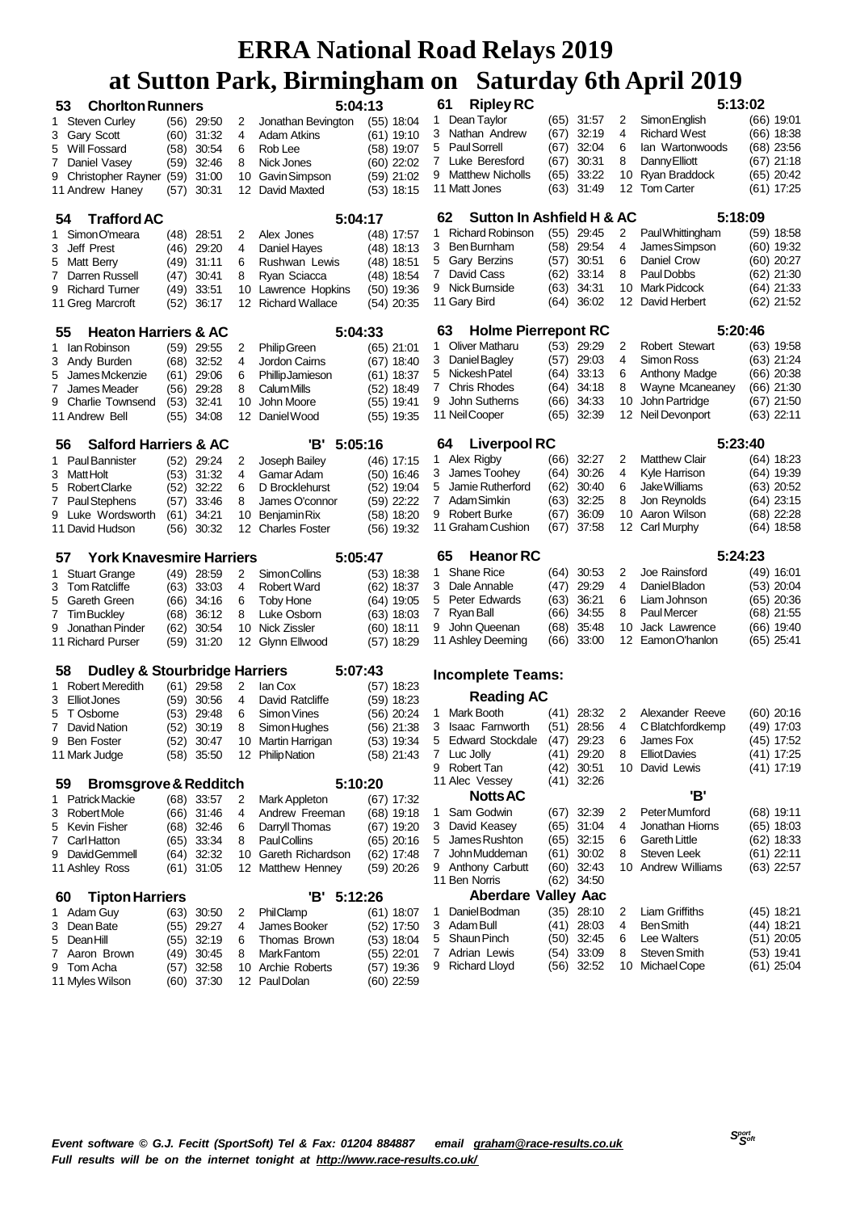# ERRA National Road Relays 2019
# at Sutton Park, Birmingham on Saturday 6th April 2019

### 53 Chorlton Runners — 5:04:13

| Leg | Name | Age | Time | Leg | Name | Age | Time |
|---|---|---|---|---|---|---|---|
| 1 | Steven Curley | (56) | 29:50 | 2 | Jonathan Bevington | (55) | 18:04 |
| 3 | Gary Scott | (60) | 31:32 | 4 | Adam Atkins | (61) | 19:10 |
| 5 | Will Fossard | (58) | 30:54 | 6 | Rob Lee | (58) | 19:07 |
| 7 | Daniel Vasey | (59) | 32:46 | 8 | Nick Jones | (60) | 22:02 |
| 9 | Christopher Rayner | (59) | 31:00 | 10 | Gavin Simpson | (59) | 21:02 |
| 11 | Andrew Haney | (57) | 30:31 | 12 | David Maxted | (53) | 18:15 |

### 54 Trafford AC — 5:04:17

| Leg | Name | Age | Time | Leg | Name | Age | Time |
|---|---|---|---|---|---|---|---|
| 1 | Simon O'meara | (48) | 28:51 | 2 | Alex Jones | (48) | 17:57 |
| 3 | Jeff Prest | (46) | 29:20 | 4 | Daniel Hayes | (48) | 18:13 |
| 5 | Matt Berry | (49) | 31:11 | 6 | Rushwan Lewis | (48) | 18:51 |
| 7 | Darren Russell | (47) | 30:41 | 8 | Ryan Sciacca | (48) | 18:54 |
| 9 | Richard Turner | (49) | 33:51 | 10 | Lawrence Hopkins | (50) | 19:36 |
| 11 | Greg Marcroft | (52) | 36:17 | 12 | Richard Wallace | (54) | 20:35 |

### 55 Heaton Harriers & AC — 5:04:33

| Leg | Name | Age | Time | Leg | Name | Age | Time |
|---|---|---|---|---|---|---|---|
| 1 | Ian Robinson | (59) | 29:55 | 2 | Philip Green | (65) | 21:01 |
| 3 | Andy Burden | (68) | 32:52 | 4 | Jordon Cairns | (67) | 18:40 |
| 5 | James Mckenzie | (61) | 29:06 | 6 | Phillip Jamieson | (61) | 18:37 |
| 7 | James Meader | (56) | 29:28 | 8 | Calum Mills | (52) | 18:49 |
| 9 | Charlie Townsend | (53) | 32:41 | 10 | John Moore | (55) | 19:41 |
| 11 | Andrew Bell | (55) | 34:08 | 12 | Daniel Wood | (55) | 19:35 |

### 56 Salford Harriers & AC 'B' — 5:05:16

| Leg | Name | Age | Time | Leg | Name | Age | Time |
|---|---|---|---|---|---|---|---|
| 1 | Paul Bannister | (52) | 29:24 | 2 | Joseph Bailey | (46) | 17:15 |
| 3 | Matt Holt | (53) | 31:32 | 4 | Gamar Adam | (50) | 16:46 |
| 5 | Robert Clarke | (52) | 32:22 | 6 | D Brocklehurst | (52) | 19:04 |
| 7 | Paul Stephens | (57) | 33:46 | 8 | James O'connor | (59) | 22:22 |
| 9 | Luke Wordsworth | (61) | 34:21 | 10 | Benjamin Rix | (58) | 18:20 |
| 11 | David Hudson | (56) | 30:32 | 12 | Charles Foster | (56) | 19:32 |

### 57 York Knavesmire Harriers — 5:05:47

| Leg | Name | Age | Time | Leg | Name | Age | Time |
|---|---|---|---|---|---|---|---|
| 1 | Stuart Grange | (49) | 28:59 | 2 | Simon Collins | (53) | 18:38 |
| 3 | Tom Ratcliffe | (63) | 33:03 | 4 | Robert Ward | (62) | 18:37 |
| 5 | Gareth Green | (66) | 34:16 | 6 | Toby Hone | (64) | 19:05 |
| 7 | Tim Buckley | (68) | 36:12 | 8 | Luke Osborn | (63) | 18:03 |
| 9 | Jonathan Pinder | (62) | 30:54 | 10 | Nick Zissler | (60) | 18:11 |
| 11 | Richard Purser | (59) | 31:20 | 12 | Glynn Ellwood | (57) | 18:29 |

### 58 Dudley & Stourbridge Harriers — 5:07:43

| Leg | Name | Age | Time | Leg | Name | Age | Time |
|---|---|---|---|---|---|---|---|
| 1 | Robert Meredith | (61) | 29:58 | 2 | Ian Cox | (57) | 18:23 |
| 3 | Elliot Jones | (59) | 30:56 | 4 | David Ratcliffe | (59) | 18:23 |
| 5 | T Osborne | (53) | 29:48 | 6 | Simon Vines | (56) | 20:24 |
| 7 | David Nation | (52) | 30:19 | 8 | Simon Hughes | (56) | 21:38 |
| 9 | Ben Foster | (52) | 30:47 | 10 | Martin Harrigan | (53) | 19:34 |
| 11 | Mark Judge | (58) | 35:50 | 12 | Philip Nation | (58) | 21:43 |

### 59 Bromsgrove & Redditch — 5:10:20

| Leg | Name | Age | Time | Leg | Name | Age | Time |
|---|---|---|---|---|---|---|---|
| 1 | Patrick Mackie | (68) | 33:57 | 2 | Mark Appleton | (67) | 17:32 |
| 3 | Robert Mole | (66) | 31:46 | 4 | Andrew Freeman | (68) | 19:18 |
| 5 | Kevin Fisher | (68) | 32:46 | 6 | Darryll Thomas | (67) | 19:20 |
| 7 | Carl Hatton | (65) | 33:34 | 8 | Paul Collins | (65) | 20:16 |
| 9 | David Gemmell | (64) | 32:32 | 10 | Gareth Richardson | (62) | 17:48 |
| 11 | Ashley Ross | (61) | 31:05 | 12 | Matthew Henney | (59) | 20:26 |

### 60 Tipton Harriers 'B' — 5:12:26

| Leg | Name | Age | Time | Leg | Name | Age | Time |
|---|---|---|---|---|---|---|---|
| 1 | Adam Guy | (63) | 30:50 | 2 | Phil Clamp | (61) | 18:07 |
| 3 | Dean Bate | (55) | 29:27 | 4 | James Booker | (52) | 17:50 |
| 5 | Dean Hill | (55) | 32:19 | 6 | Thomas Brown | (53) | 18:04 |
| 7 | Aaron Brown | (49) | 30:45 | 8 | Mark Fantom | (55) | 22:01 |
| 9 | Tom Acha | (57) | 32:58 | 10 | Archie Roberts | (57) | 19:36 |
| 11 | Myles Wilson | (60) | 37:30 | 12 | Paul Dolan | (60) | 22:59 |

### 61 Ripley RC — 5:13:02

| Leg | Name | Age | Time | Leg | Name | Age | Time |
|---|---|---|---|---|---|---|---|
| 1 | Dean Taylor | (65) | 31:57 | 2 | Simon English | (66) | 19:01 |
| 3 | Nathan Andrew | (67) | 32:19 | 4 | Richard West | (66) | 18:38 |
| 5 | Paul Sorrell | (67) | 32:04 | 6 | Ian Wartonwoods | (68) | 23:56 |
| 7 | Luke Beresford | (67) | 30:31 | 8 | Danny Elliott | (67) | 21:18 |
| 9 | Matthew Nicholls | (65) | 33:22 | 10 | Ryan Braddock | (65) | 20:42 |
| 11 | Matt Jones | (63) | 31:49 | 12 | Tom Carter | (61) | 17:25 |

### 62 Sutton In Ashfield H & AC — 5:18:09

| Leg | Name | Age | Time | Leg | Name | Age | Time |
|---|---|---|---|---|---|---|---|
| 1 | Richard Robinson | (55) | 29:45 | 2 | Paul Whittingham | (59) | 18:58 |
| 3 | Ben Burnham | (58) | 29:54 | 4 | James Simpson | (60) | 19:32 |
| 5 | Gary Berzins | (57) | 30:51 | 6 | Daniel Crow | (60) | 20:27 |
| 7 | David Cass | (62) | 33:14 | 8 | Paul Dobbs | (62) | 21:30 |
| 9 | Nick Burnside | (63) | 34:31 | 10 | Mark Pidcock | (64) | 21:33 |
| 11 | Gary Bird | (64) | 36:02 | 12 | David Herbert | (62) | 21:52 |

### 63 Holme Pierrepont RC — 5:20:46

| Leg | Name | Age | Time | Leg | Name | Age | Time |
|---|---|---|---|---|---|---|---|
| 1 | Oliver Matharu | (53) | 29:29 | 2 | Robert Stewart | (63) | 19:58 |
| 3 | Daniel Bagley | (57) | 29:03 | 4 | Simon Ross | (63) | 21:24 |
| 5 | Nickesh Patel | (64) | 33:13 | 6 | Anthony Madge | (66) | 20:38 |
| 7 | Chris Rhodes | (64) | 34:18 | 8 | Wayne Mcaneaney | (66) | 21:30 |
| 9 | John Sutherns | (66) | 34:33 | 10 | John Partridge | (67) | 21:50 |
| 11 | Neil Cooper | (65) | 32:39 | 12 | Neil Devonport | (63) | 22:11 |

### 64 Liverpool RC — 5:23:40

| Leg | Name | Age | Time | Leg | Name | Age | Time |
|---|---|---|---|---|---|---|---|
| 1 | Alex Rigby | (66) | 32:27 | 2 | Matthew Clair | (64) | 18:23 |
| 3 | James Toohey | (64) | 30:26 | 4 | Kyle Harrison | (64) | 19:39 |
| 5 | Jamie Rutherford | (62) | 30:40 | 6 | Jake Williams | (63) | 20:52 |
| 7 | Adam Simkin | (63) | 32:25 | 8 | Jon Reynolds | (64) | 23:15 |
| 9 | Robert Burke | (67) | 36:09 | 10 | Aaron Wilson | (68) | 22:28 |
| 11 | Graham Cushion | (67) | 37:58 | 12 | Carl Murphy | (64) | 18:58 |

### 65 Heanor RC — 5:24:23

| Leg | Name | Age | Time | Leg | Name | Age | Time |
|---|---|---|---|---|---|---|---|
| 1 | Shane Rice | (64) | 30:53 | 2 | Joe Rainsford | (49) | 16:01 |
| 3 | Dale Annable | (47) | 29:29 | 4 | Daniel Bladon | (53) | 20:04 |
| 5 | Peter Edwards | (63) | 36:21 | 6 | Liam Johnson | (65) | 20:36 |
| 7 | Ryan Ball | (66) | 34:55 | 8 | Paul Mercer | (68) | 21:55 |
| 9 | John Queenan | (68) | 35:48 | 10 | Jack Lawrence | (66) | 19:40 |
| 11 | Ashley Deeming | (66) | 33:00 | 12 | Eamon O'hanlon | (65) | 25:41 |

## Incomplete Teams:

### Reading AC

| Leg | Name | Age | Time | Leg | Name | Age | Time |
|---|---|---|---|---|---|---|---|
| 1 | Mark Booth | (41) | 28:32 | 2 | Alexander Reeve | (60) | 20:16 |
| 3 | Isaac Farnworth | (51) | 28:56 | 4 | C Blatchfordkemp | (49) | 17:03 |
| 5 | Edward Stockdale | (47) | 29:23 | 6 | James Fox | (45) | 17:52 |
| 7 | Luc Jolly | (41) | 29:20 | 8 | Elliot Davies | (41) | 17:25 |
| 9 | Robert Tan | (42) | 30:51 | 10 | David Lewis | (41) | 17:19 |
| 11 | Alec Vessey | (41) | 32:26 | | | | |

### Notts AC 'B'

| Leg | Name | Age | Time | Leg | Name | Age | Time |
|---|---|---|---|---|---|---|---|
| 1 | Sam Godwin | (67) | 32:39 | 2 | Peter Mumford | (68) | 19:11 |
| 3 | David Keasey | (65) | 31:04 | 4 | Jonathan Hiorns | (65) | 18:03 |
| 5 | James Rushton | (65) | 32:15 | 6 | Gareth Little | (62) | 18:33 |
| 7 | John Muddeman | (61) | 30:02 | 8 | Steven Leek | (61) | 22:11 |
| 9 | Anthony Carbutt | (60) | 32:43 | 10 | Andrew Williams | (63) | 22:57 |
| 11 | Ben Norris | (62) | 34:50 | | | | |

### Aberdare Valley Aac

| Leg | Name | Age | Time | Leg | Name | Age | Time |
|---|---|---|---|---|---|---|---|
| 1 | Daniel Bodman | (35) | 28:10 | 2 | Liam Griffiths | (45) | 18:21 |
| 3 | Adam Bull | (41) | 28:03 | 4 | Ben Smith | (44) | 18:21 |
| 5 | Shaun Pinch | (50) | 32:45 | 6 | Lee Walters | (51) | 20:05 |
| 7 | Adrian Lewis | (54) | 33:09 | 8 | Steven Smith | (53) | 19:41 |
| 9 | Richard Lloyd | (56) | 32:52 | 10 | Michael Cope | (61) | 25:04 |

*Event software © G.J. Fecitt (SportSoft) Tel & Fax: 01204 884887 email graham@race-results.co.uk*
*Full results will be on the internet tonight at http://www.race-results.co.uk/*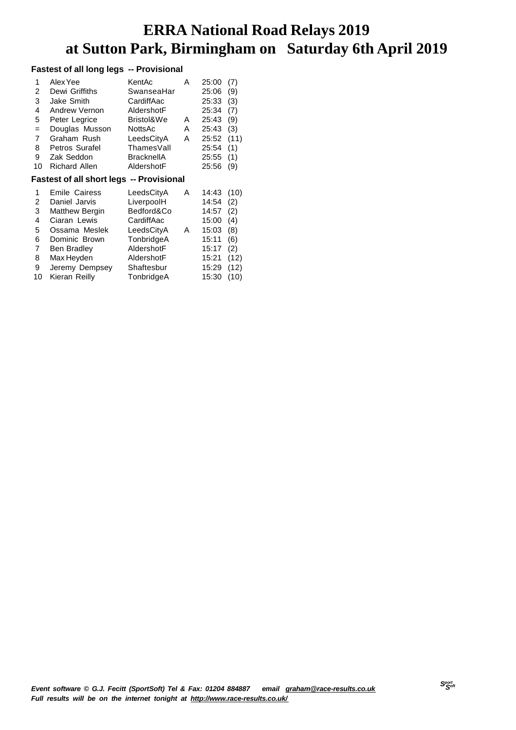# ERRA National Road Relays 2019
# at Sutton Park, Birmingham on Saturday 6th April 2019

### Fastest of all long legs -- Provisional

| | | | | | |
|---|---|---|---|---|---|
| 1 | Alex Yee | KentAc | A | 25:00 | (7) |
| 2 | Dewi Griffiths | SwanseaHar | | 25:06 | (9) |
| 3 | Jake Smith | CardiffAac | | 25:33 | (3) |
| 4 | Andrew Vernon | AldershotF | | 25:34 | (7) |
| 5 | Peter Legrice | Bristol&We | A | 25:43 | (9) |
| = | Douglas Musson | NottsAc | A | 25:43 | (3) |
| 7 | Graham Rush | LeedsCityA | A | 25:52 | (11) |
| 8 | Petros Surafel | ThamesVall | | 25:54 | (1) |
| 9 | Zak Seddon | BracknellA | | 25:55 | (1) |
| 10 | Richard Allen | AldershotF | | 25:56 | (9) |

### Fastest of all short legs -- Provisional

| | | | | | |
|---|---|---|---|---|---|
| 1 | Emile Cairess | LeedsCityA | A | 14:43 | (10) |
| 2 | Daniel Jarvis | LiverpoolH | | 14:54 | (2) |
| 3 | Matthew Bergin | Bedford&Co | | 14:57 | (2) |
| 4 | Ciaran Lewis | CardiffAac | | 15:00 | (4) |
| 5 | Ossama Meslek | LeedsCityA | A | 15:03 | (8) |
| 6 | Dominic Brown | TonbridgeA | | 15:11 | (6) |
| 7 | Ben Bradley | AldershotF | | 15:17 | (2) |
| 8 | Max Heyden | AldershotF | | 15:21 | (12) |
| 9 | Jeremy Dempsey | Shaftesbur | | 15:29 | (12) |
| 10 | Kieran Reilly | TonbridgeA | | 15:30 | (10) |

*Event software © G.J. Fecitt (SportSoft) Tel & Fax: 01204 884887 email graham@race-results.co.uk*
*Full results will be on the internet tonight at http://www.race-results.co.uk/*